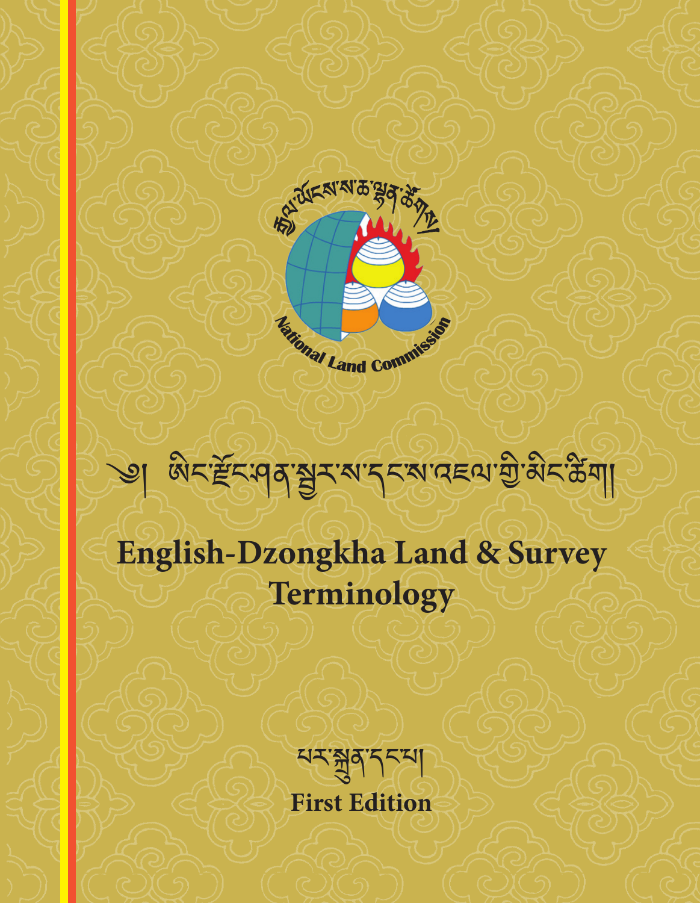རྒྱལ་ཡོངས་ས་ཆ་ལྷན་ཚོགས།

National Land Commission

# ༄། ཨིང་ཛོང་ཤན་སྦྱར་ས་དང་ས་འཇལ་གྱི་མིང་ཚིག།

# English-Dzongkha Land & Survey Terminology

པར་སྐྲུན་དངཔ།

**First Edition**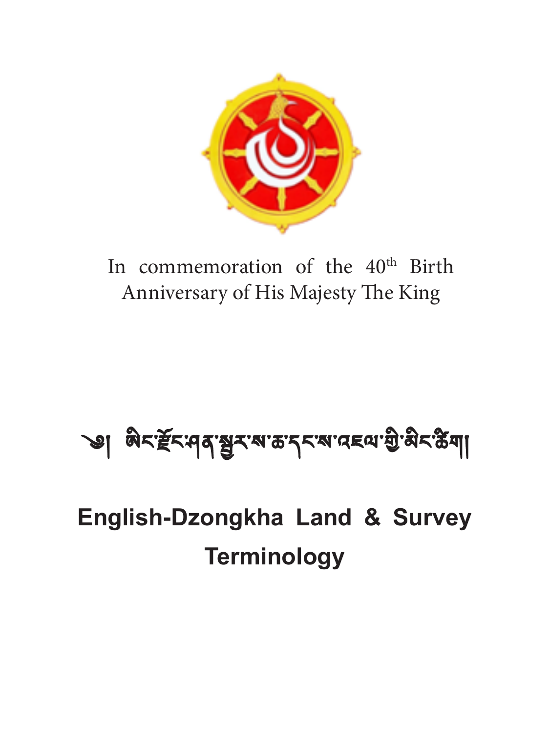In commemoration of the 40th Birth Anniversary of His Majesty The King

# ༄། ཨིང་རྫོང་ཤན་སྦྱར་ས་ཆ་དང་ས་འཇལ་གྱི་མིང་ཚིག།

# English-Dzongkha Land & Survey Terminology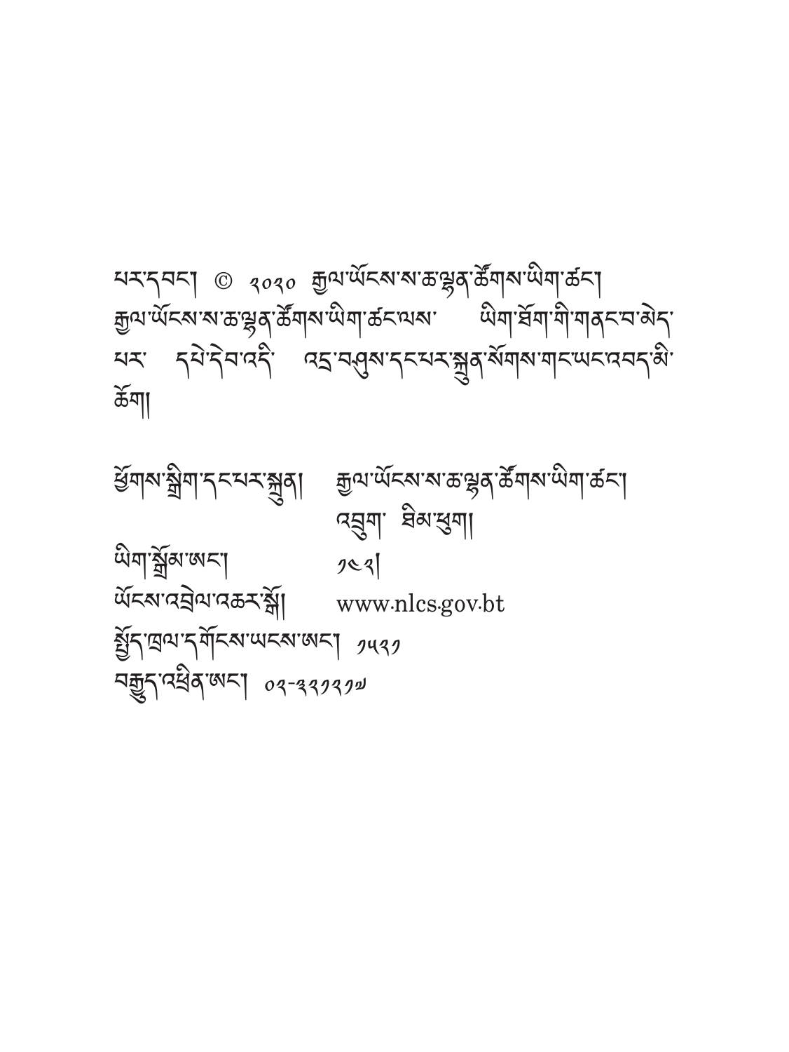པར་དབང་། © ༢༠༢༠ རྒྱལ་ཡོངས་ས་ཆ་ལྷན་ཚོགས་ཡིག་ཚང་། རྒྱལ་ཡོངས་ས་ཆ་ལྷན་ཚོགས་ཡིག་ཚང་ལས་ ཡིག་ཐོག་གི་གནང་བ་མེད་པར་ དཔེ་དེབ་འདི་ འདྲ་བཤུས་དང་པར་སྐྲུན་སོགས་གང་ཡང་འབད་མི་ཆོག།

| | |
|---|---|
| ཕྱོགས་སྒྲིག་དང་པར་སྐྲུན། | རྒྱལ་ཡོངས་ས་ཆ་ལྷན་ཚོགས་ཡིག་ཚང་། |
| | འབྲུག་ ཐིམ་ཕུག། |
| ཡིག་སྒྲོམ་ཨང་། | ༡༤༢། |
| ཡོངས་འབྲེལ་འཆར་སྒོ། | www.nlcs.gov.bt |
| སྤྱོད་ཁྲལ་དགོངས་ཡངས་ཨང་། | ༡༥༢༡ |
| བརྒྱུད་འཕྲིན་ཨང་། | ༠༢-༣༢༡༣༡༧ |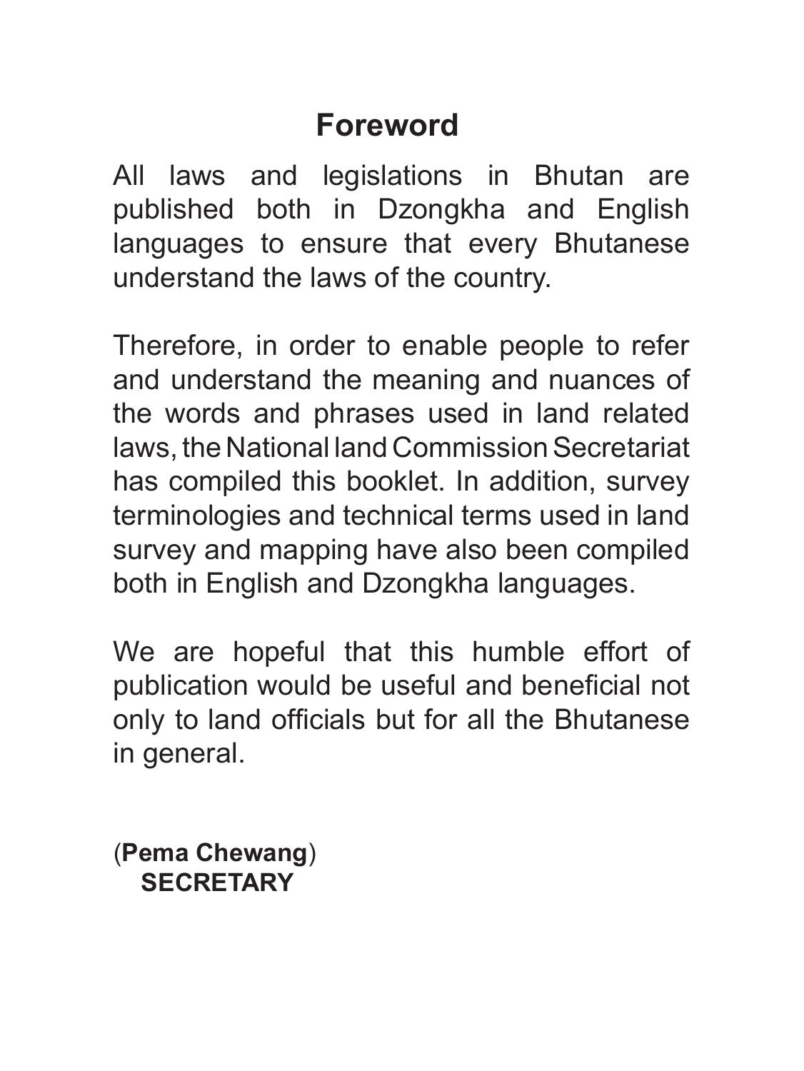# Foreword

All laws and legislations in Bhutan are published both in Dzongkha and English languages to ensure that every Bhutanese understand the laws of the country.

Therefore, in order to enable people to refer and understand the meaning and nuances of the words and phrases used in land related laws, the National land Commission Secretariat has compiled this booklet. In addition, survey terminologies and technical terms used in land survey and mapping have also been compiled both in English and Dzongkha languages.

We are hopeful that this humble effort of publication would be useful and beneficial not only to land officials but for all the Bhutanese in general.

(**Pema Chewang**)
**SECRETARY**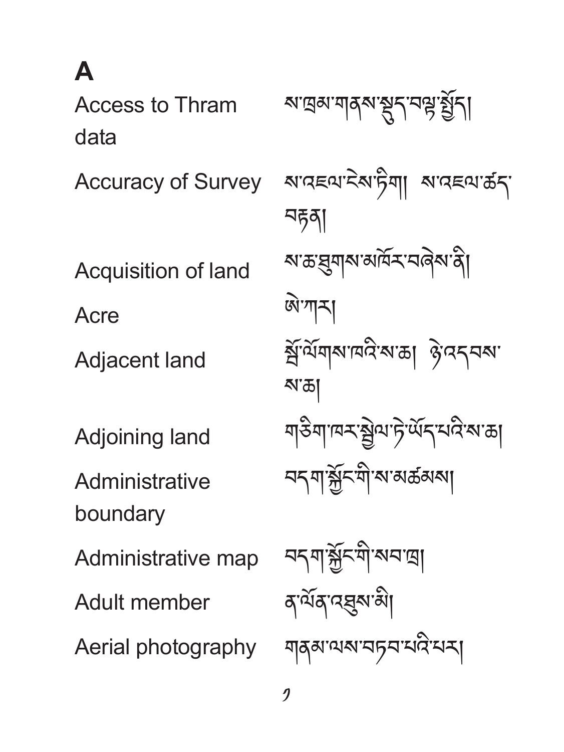# A

| | |
|---|---|
| Access to Thram data | ས་ཁྲམ་གནས་སྡུད་བལྟ་སྐྱོད། |
| Accuracy of Survey | ས་འཇལ་ངེས་ཏིག། ས་འཇལ་ཚད་བརྟན། |
| Acquisition of land | ས་ཆ་ཐུགས་མཁོར་བཞེས་ནི། |
| Acre | ཨེ་ཀར། |
| Adjacent land | སྦྲ་ཡོགས་ཁའི་ས་ཆ། ཉེ་འདབས་ས་ཆ། |
| Adjoining land | གཅིག་ཁར་སྦྲེལ་ཏེ་ཡོད་པའི་ས་ཆ། |
| Administrative boundary | བདག་སྐྱོང་གི་ས་མཚམས། |
| Administrative map | བདག་སྐྱོང་གི་སབ་ཁྲ། |
| Adult member | ན་ཡོན་འཛུལ་མི། |
| Aerial photography | གནམ་ལས་བཏབ་པའི་པར། |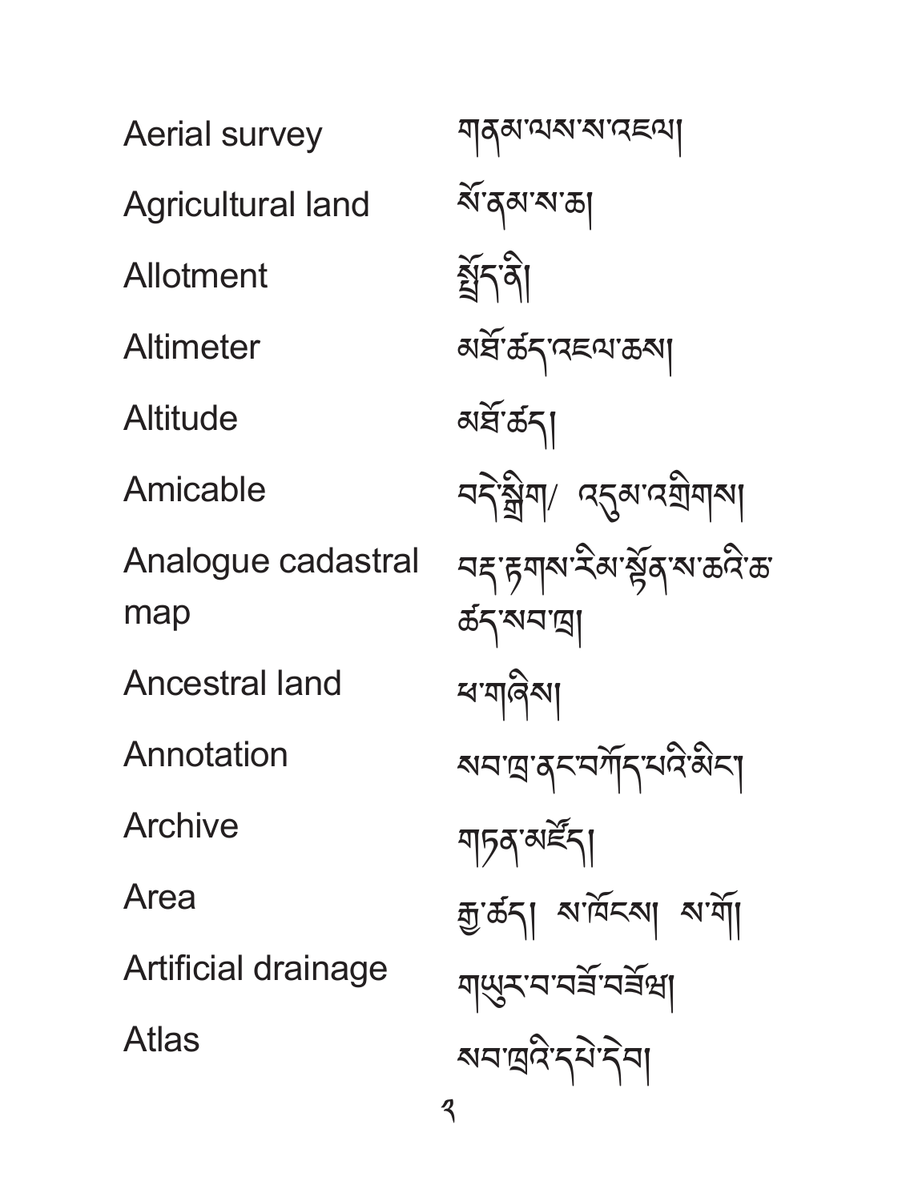| | |
|---|---|
| Aerial survey | གནམ་ལས་ས་འཇལ། |
| Agricultural land | སོ་ནམ་ས་ཆ། |
| Allotment | སྤྲོད་ནི། |
| Altimeter | མཐོ་ཚད་འཇལ་ཆས། |
| Altitude | མཐོ་ཚད། |
| Amicable | བདེ་སྒྲིག/ འདུམ་འགྲིགས། |
| Analogue cadastral map | བརྡ་རྟགས་རིམ་སྟོན་ས་ཆའི་ཆ་ཚད་སབ་ཁྲ། |
| Ancestral land | ཕ་གཞིས། |
| Annotation | སབ་ཁྲ་ནང་བཀོད་པའི་མིང་། |
| Archive | གཏན་མཛོད། |
| Area | རྒྱ་ཚད། ས་ཁོངས། ས་གོ། |
| Artificial drainage | གཡུར་བ་བཟོ་བཟོཔ། |
| Atlas | སབ་ཁྲའི་དཔེ་དེབ། |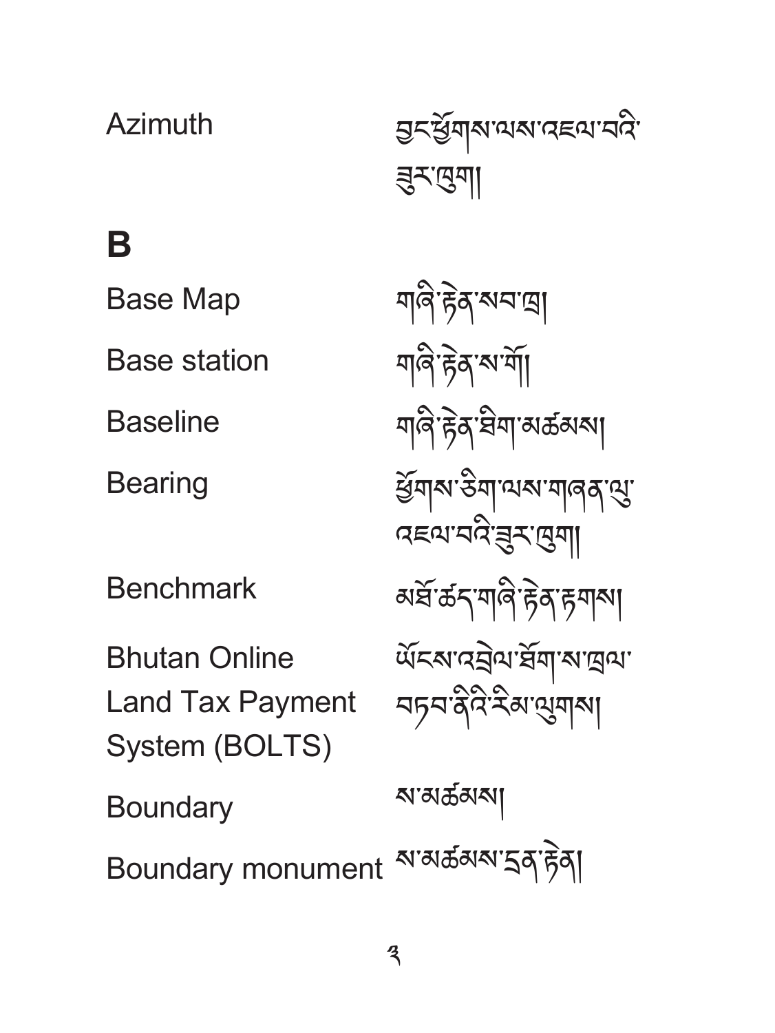| | |
|---|---|
| Azimuth | བྱང་ཕྱོགས་ལས་འཇལ་བའི་ཟུར་ཁུག། |

## B

| | |
|---|---|
| Base Map | གཞི་རྟེན་སབ་ཁྲ། |
| Base station | གཞི་རྟེན་ས་གོ། |
| Baseline | གཞི་རྟེན་ཐིག་མཚམས། |
| Bearing | ཕྱོགས་ཅིག་ལས་གཞན་ལུ་འཇལ་བའི་ཟུར་ཁུག། |
| Benchmark | མཐོ་ཚད་གཞི་རྟེན་རྟགས། |
| Bhutan Online Land Tax Payment System (BOLTS) | ཡོངས་འབྲེལ་ཐོག་ས་ཁྲལ་བཏབ་ནིའི་རིམ་ལུགས། |
| Boundary | ས་མཚམས། |
| Boundary monument | ས་མཚམས་དྲན་རྟེན། |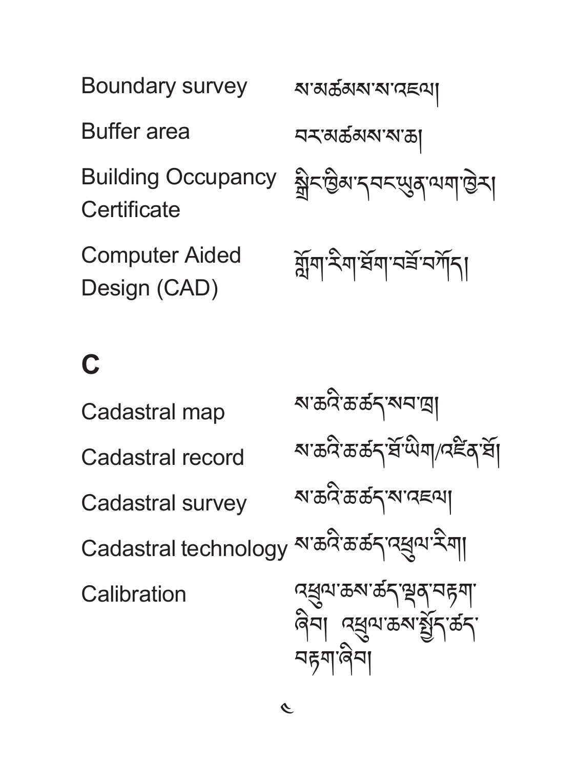Boundary survey ས་མཚམས་ས་འཇལ།

Buffer area བར་མཚམས་ས་ཆ།

Building Occupancy Certificate སྒྲིང་ཁྱིམ་དབང་ལྡན་ལག་ཁྱེར།

Computer Aided Design (CAD) གློག་རིག་ཐོག་བཟོ་བཀོད།

## C

Cadastral map ས་ཆའི་ཆ་ཚད་སབ་ཁྲ།

Cadastral record ས་ཆའི་ཆ་ཚད་ཐོ་ཡིག/འཛིན་ཐོ།

Cadastral survey ས་ཆའི་ཆ་ཚད་ས་འཇལ།

Cadastral technology ས་ཆའི་ཆ་ཚད་འཕྲུལ་རིག།

Calibration འཕྲུལ་ཆས་ཚད་ལྡན་བརྟག་ཞིབ། འཕྲུལ་ཆས་སྤྱོད་ཚད་བརྟག་ཞིབ།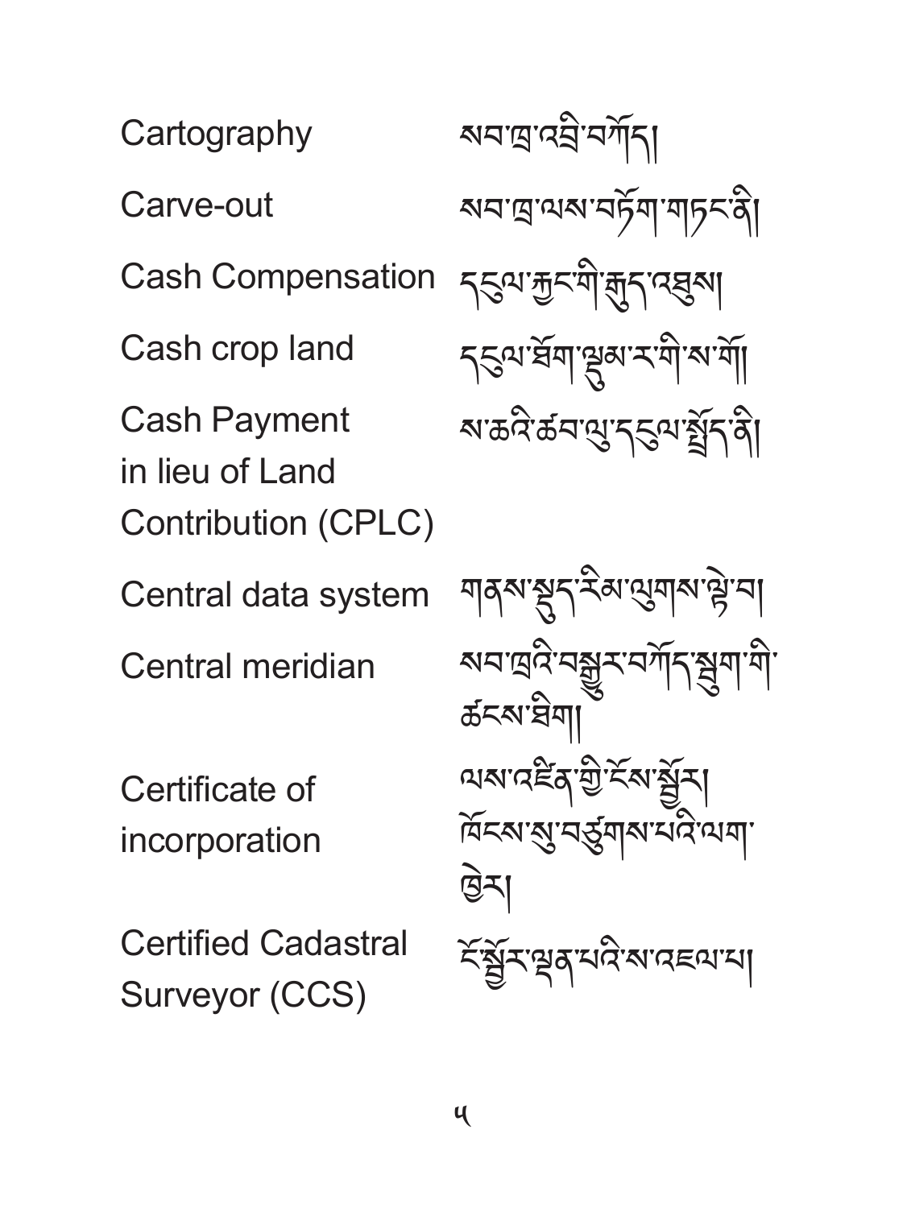| | |
|---|---|
| Cartography | ས་བ་ཁྲ་འབྲི་བཀོད། |
| Carve-out | ས་བ་ཁྲ་ལས་བཏོག་གཏང་ནི། |
| Cash Compensation | དངུལ་རྐྱང་གི་རྒུད་འཐུས། |
| Cash crop land | དངུལ་ཐོག་ལྷུམ་ར་གི་ས་གོ། |
| Cash Payment in lieu of Land Contribution (CPLC) | ས་ཆའི་ཚབ་ལུ་དངུལ་སྤྲོད་ནི། |
| Central data system | གནས་སྡུད་རིམ་ལུགས་ལྟེ་བ། |
| Central meridian | ས་བ་ཁྲའི་བསྒྱུར་བཀོད་སྒྲུག་གི་ཚངས་ཐིག། |
| Certificate of incorporation | ལས་འཛིན་གྱི་ངོས་སྦྱོར། ཁོངས་སུ་བཙུགས་པའི་ལག་ཁྱེར། |
| Certified Cadastral Surveyor (CCS) | ངོ་སྦྱོར་ལྡན་པའི་ས་འཇལ་པ། |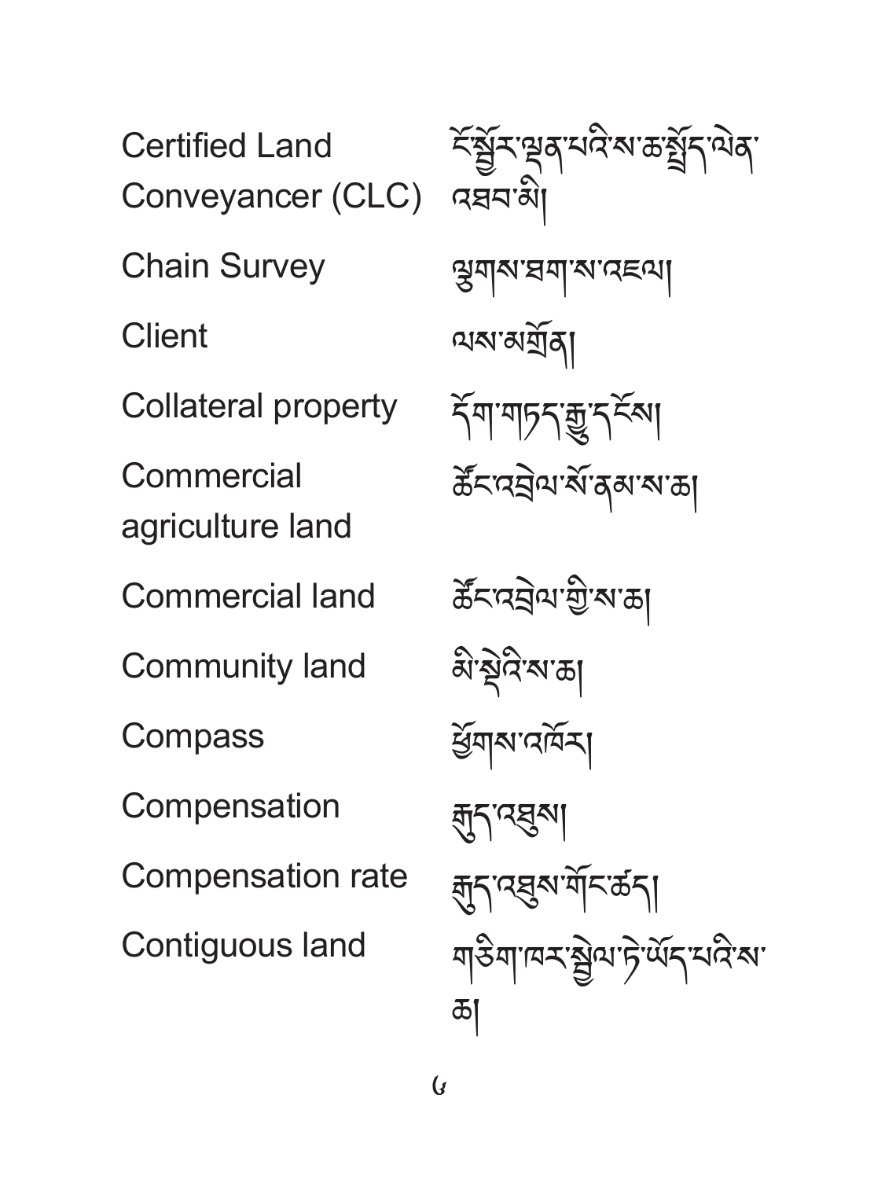| | |
|---|---|
| Certified Land Conveyancer (CLC) | ངོ་སྤྲོད་ལྡན་པའི་ས་ཆ་སྤྲོད་ལེན་འཐབ་མི། |
| Chain Survey | ལྕགས་ཐག་ས་འཇལ། |
| Client | ལས་མགྲོན། |
| Collateral property | དོག་གཏད་རྒྱུ་དངོས། |
| Commercial agriculture land | ཚོང་འབྲེལ་སོ་ནམ་ས་ཆ། |
| Commercial land | ཚོང་འབྲེལ་གྱི་ས་ཆ། |
| Community land | མི་སྡེའི་ས་ཆ། |
| Compass | ཕྱོགས་འཁོར། |
| Compensation | གུད་འཐུས། |
| Compensation rate | གུད་འཐུས་གོང་ཚད། |
| Contiguous land | གཅིག་ཁར་སྦྲེལ་ཏེ་ཡོད་པའི་ས་ཆ། |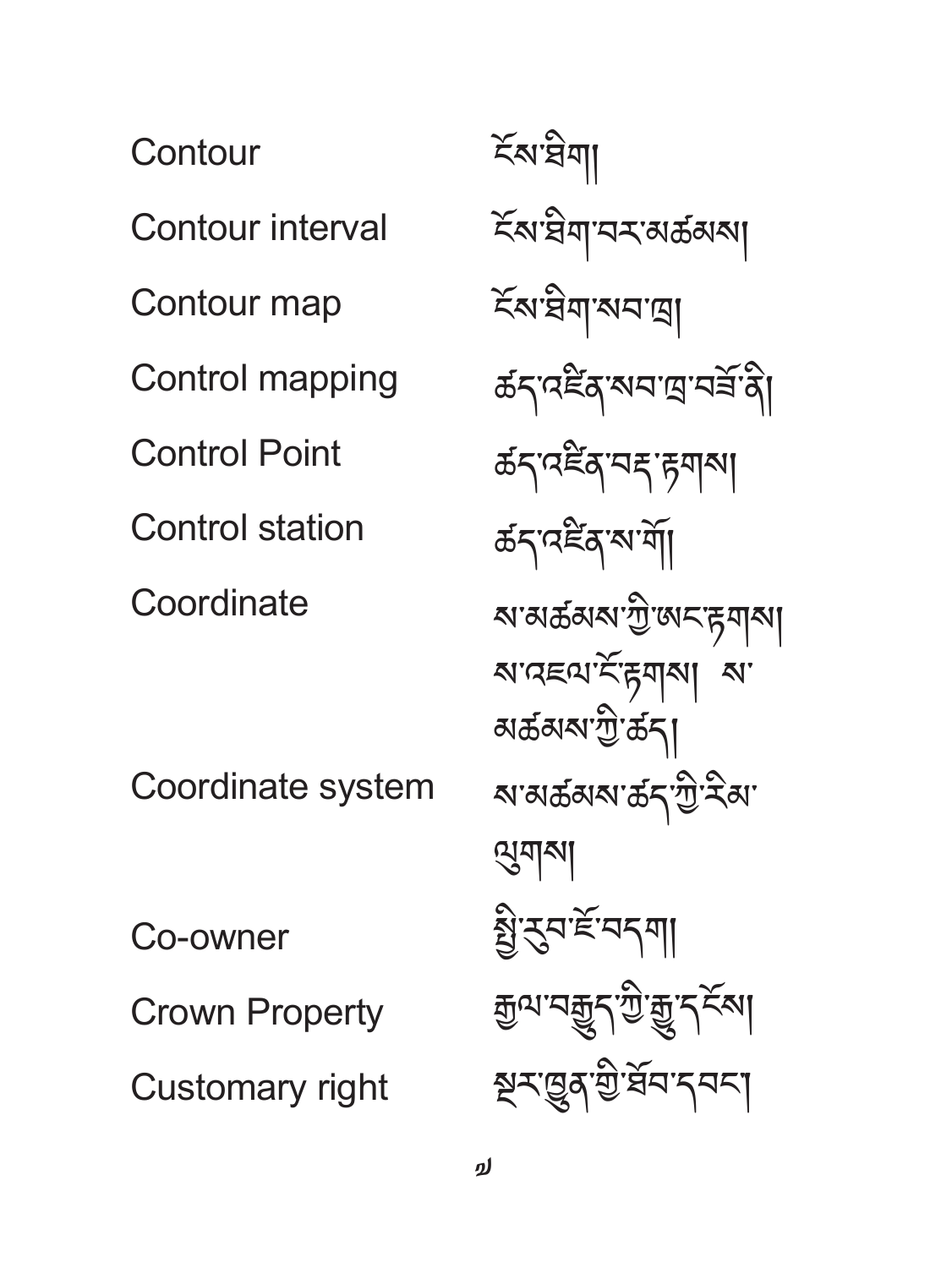| | |
|---|---|
| Contour | ངོས་ཐིག། |
| Contour interval | ངོས་ཐིག་བར་མཚམས། |
| Contour map | ངོས་ཐིག་ས་ཁྲ། |
| Control mapping | ཚད་འཛིན་སབ་ཁྲ་བཟོ་ཉི། |
| Control Point | ཚད་འཛིན་བརྡ་རྟགས། |
| Control station | ཚད་འཛིན་ས་གོ། |
| Coordinate | ས་མཚམས་ཀྱི་ཨང་རྟགས། ས་འཛལ་ངོ་རྟགས། ས་མཚམས་ཀྱི་ཚད། |
| Coordinate system | ས་མཚམས་ཚད་ཀྱི་རིམ་ལུགས། |
| Co-owner | སྤྱི་རུབ་ཇོ་བདག། |
| Crown Property | རྒྱལ་བརྒྱུད་ཀྱི་རྒྱུ་དངོས། |
| Customary right | སྔར་ཁྲུན་གྱི་ཐོབ་དབང་། |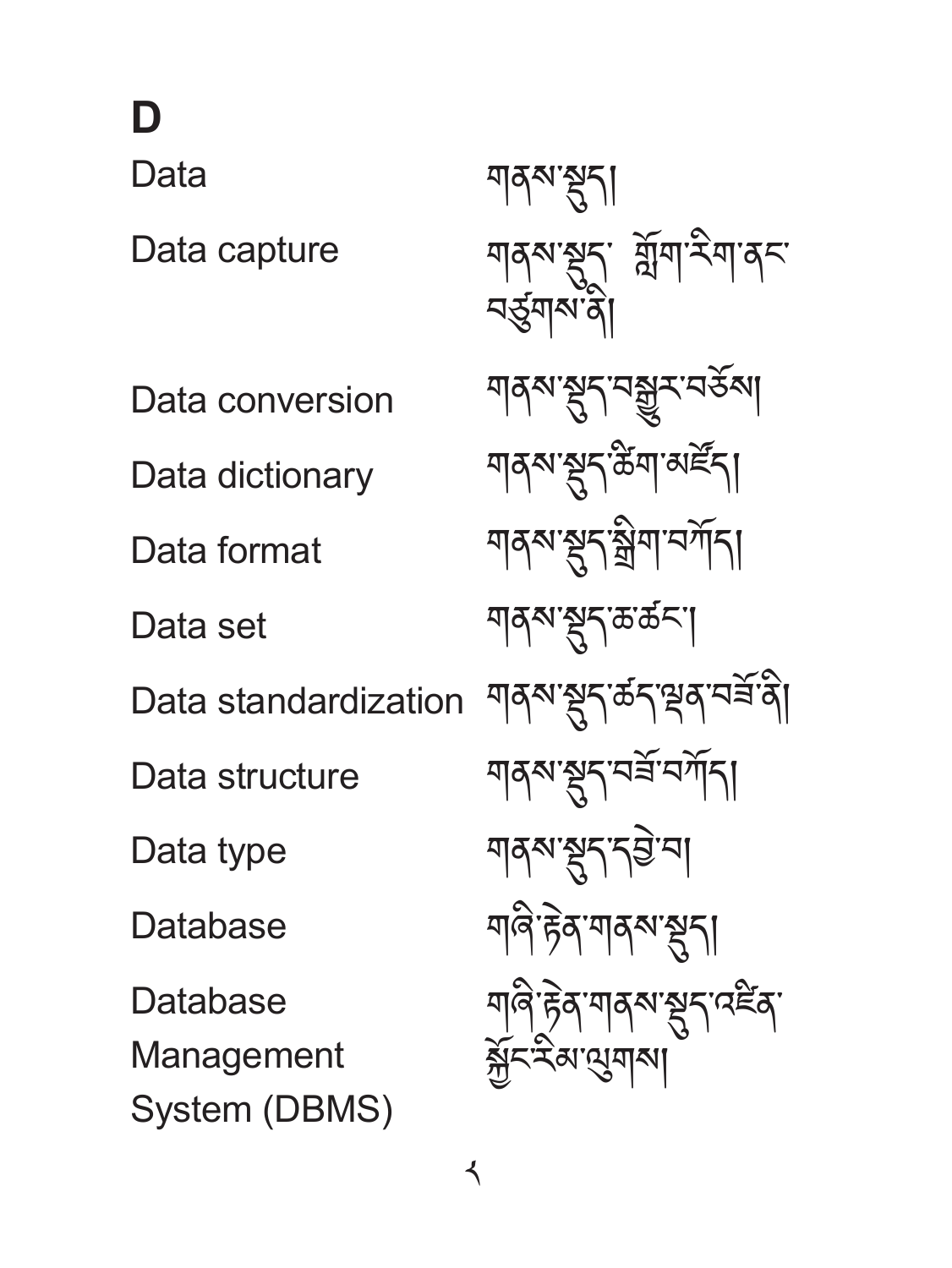# D

| | |
|---|---|
| Data | གནས་སྐྱོད། |
| Data capture | གནས་སྐྱོད་ གློག་རིག་ནང་བཙུགས་ནི། |
| Data conversion | གནས་སྐྱོད་བསྒྱུར་བཅོས། |
| Data dictionary | གནས་སྐྱོད་ཚིག་མཛོད། |
| Data format | གནས་སྐྱོད་སྒྲིག་བཀོད། |
| Data set | གནས་སྐྱོད་ཆ་ཚང་། |
| Data standardization | གནས་སྐྱོད་ཚད་ལྡན་བཟོ་ནི། |
| Data structure | གནས་སྐྱོད་བཟོ་བཀོད། |
| Data type | གནས་སྐྱོད་དབྱེ་བ། |
| Database | གཞི་རྟེན་གནས་སྐྱོད། |
| Database Management System (DBMS) | གཞི་རྟེན་གནས་སྐྱོད་འཛིན་སྐྱོང་རིམ་ལུགས། |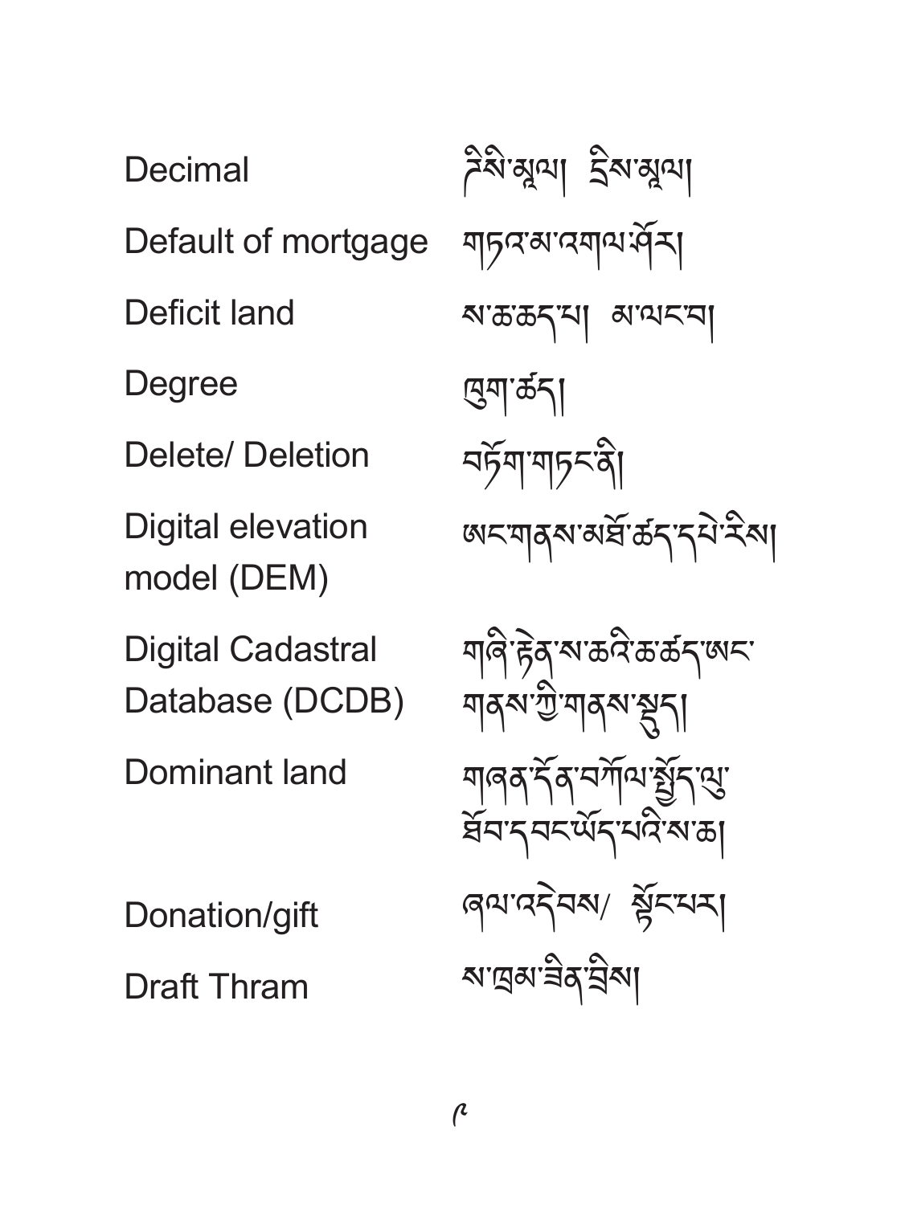| | |
|---|---|
| Decimal | ཊེསི་སྐུལ། ཊྲིས་སྐུལ། |
| Default of mortgage | གཏའ་མ་འགལ་ཤོར། |
| Deficit land | ས་ཆ་ཆད་པ། མ་ལངམ། |
| Degree | ཁུག་ཚད། |
| Delete/ Deletion | བཏོག་གཏང་ནི། |
| Digital elevation model (DEM) | ཨང་གནས་མཐོ་ཚད་དཔེ་རིས། |
| Digital Cadastral Database (DCDB) | གཞི་རྟེན་ས་ཆའི་ཆ་ཚད་ཨང་གནས་ཀྱི་གནས་སྡུད། |
| Dominant land | གཞན་དོན་བཀོལ་སྤྱོད་ལུ་ཐོབ་དབང་ཡོད་པའི་ས་ཆ། |
| Donation/gift | ཞལ་འདེབས/ སྐྱོང་པར། |
| Draft Thram | ས་ཁྲམ་ཟིན་བྲིས། |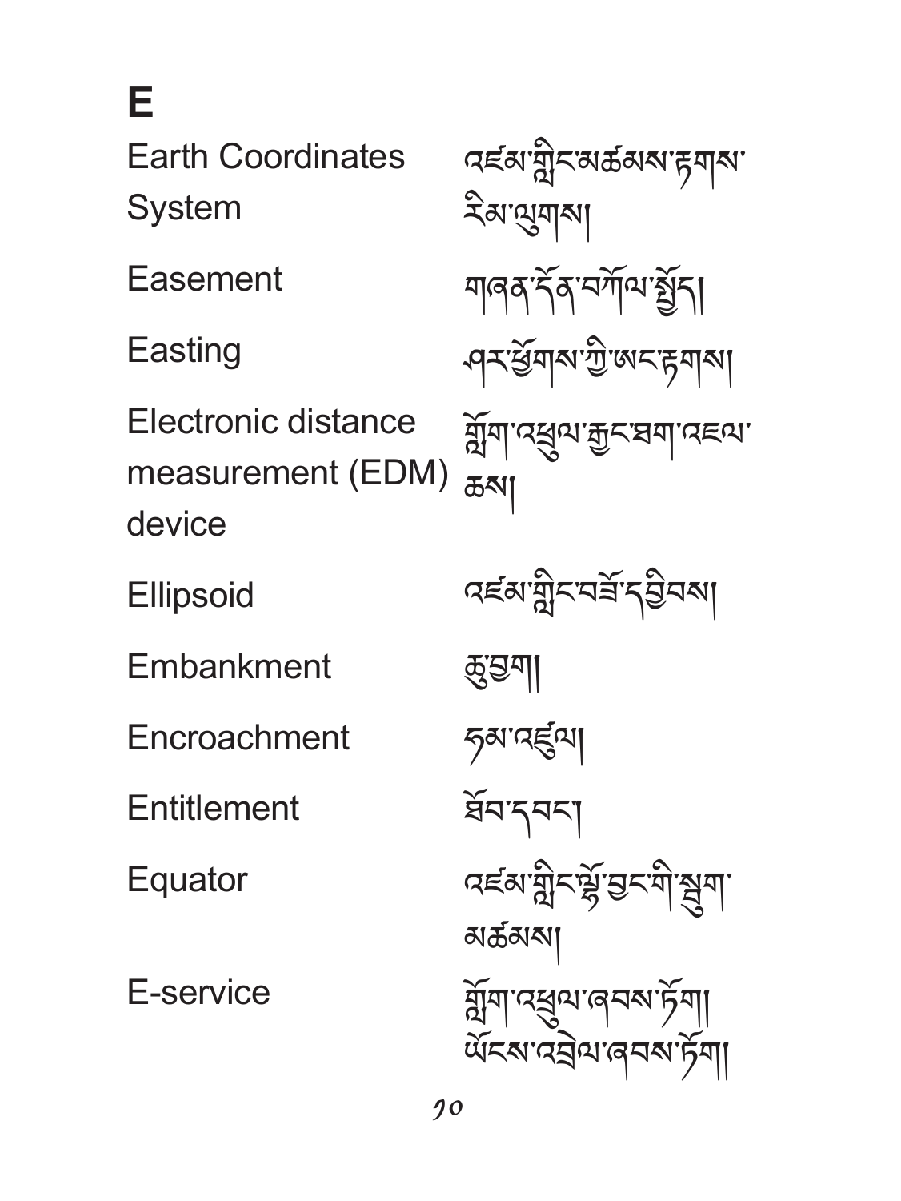# E

| | |
|---|---|
| Earth Coordinates System | འཛམ་གླིང་མཚམས་རྟགས་རིམ་ལུགས། |
| Easement | གཞན་དོན་བཀོལ་སྤྱོད། |
| Easting | ཤར་ཕྱོགས་ཀྱི་ཨང་རྟགས། |
| Electronic distance measurement (EDM) device | གློག་འཕྲུལ་རྒྱང་ཐག་འཇལ་ཆས། |
| Ellipsoid | འཛམ་གླིང་བཟོ་དབྱིབས། |
| Embankment | ཆུ་རྩིག། |
| Encroachment | རྣམ་འཛུལ། |
| Entitlement | ཐོབ་དབང་། |
| Equator | འཛམ་གླིང་ལྟོ་བྱང་གི་སྲུག་མཚམས། |
| E-service | གློག་འཕྲུལ་ཞབས་ཏོག། ཡོངས་འབྲེལ་ཞབས་ཏོག། |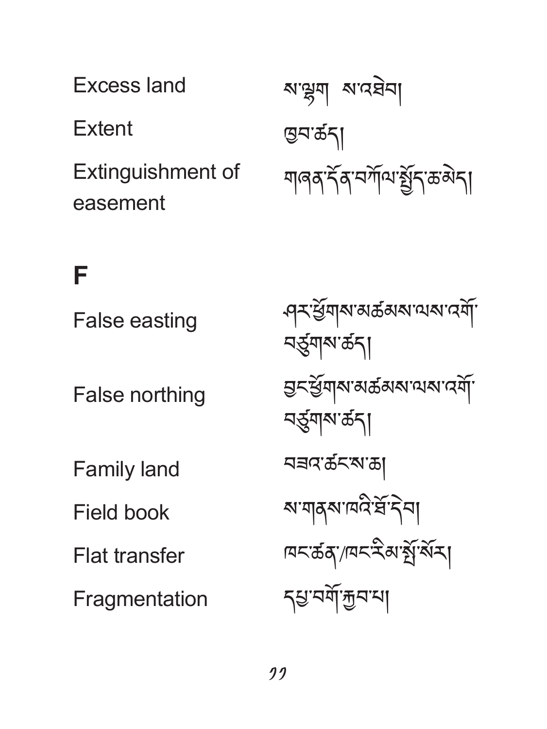Excess land ས་ལྷག  ས་འཐེབ།

Extent ཁྱབ་ཚད།

Extinguishment of easement གཞན་དོན་བཀོལ་སྤྱོད་ཆ་མེད།

# F

False easting ཤར་ཕྱོགས་མཚམས་ལས་འགོ་བཙུགས་ཚད།

False northing བྱང་ཕྱོགས་མཚམས་ལས་འགོ་བཙུགས་ཚད།

Family land བཟའ་ཚང་ས་ཆ།

Field book ས་གནས་ཁའི་ཐོ་དེབ།

Flat transfer ཁང་ཚན་/ཁང་རིམ་སྤྲོ་སོར།

Fragmentation དཔྱ་བགོ་རྒྱབ་པ།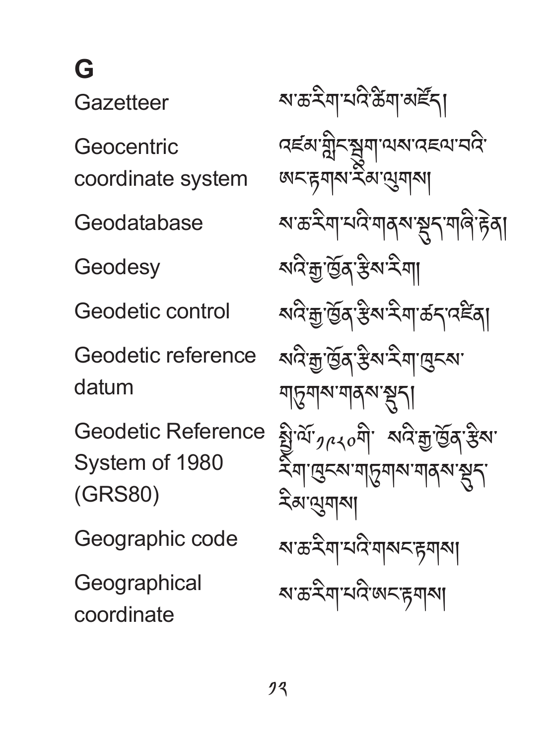# G

| | |
|---|---|
| Gazetteer | ས་ཆ་རིག་པའི་ཚིག་མཛོད། |
| Geocentric coordinate system | འཛམ་གླིང་སྙིང་ལྟེ་ལས་འཛུལ་བའི་ཨང་རྟགས་རིམ་ལུགས། |
| Geodatabase | ས་ཆ་རིག་པའི་གནས་སྡུད་གཞི་རྟེན། |
| Geodesy | སའི་རྒྱ་ཁྱོན་རྩིས་རིག། |
| Geodetic control | སའི་རྒྱ་ཁྱོན་རྩིས་རིག་ཚད་འཛིན། |
| Geodetic reference datum | སའི་རྒྱ་ཁྱོན་རྩིས་རིག་ཁུངས་གཏུགས་གནས་སྡུད། |
| Geodetic Reference System of 1980 (GRS80) | སྤྱི་ལོ་༡༩༨༠གི་ སའི་རྒྱ་ཁྱོན་རྩིས་རིག་ཁུངས་གཏུགས་གནས་སྡུད་རིམ་ལུགས། |
| Geographic code | ས་ཆ་རིག་པའི་གསང་རྟགས། |
| Geographical coordinate | ས་ཆ་རིག་པའི་ཨང་རྟགས། |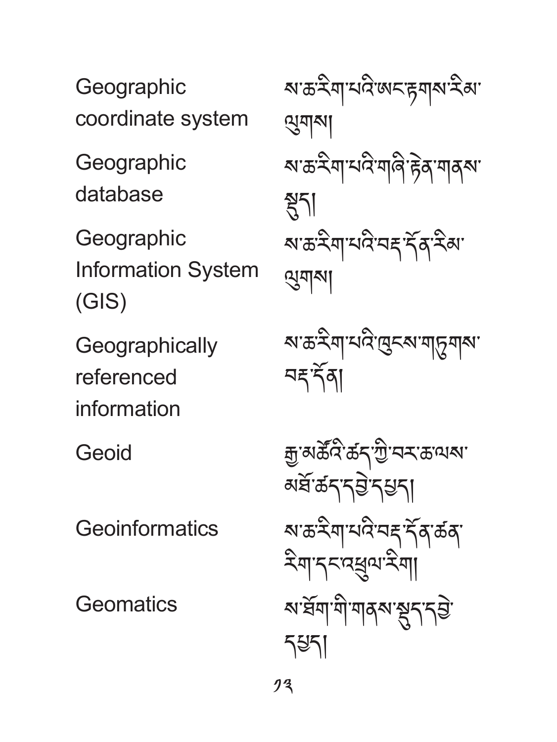| | |
|---|---|
| Geographic coordinate system | ས་ཆ་རིག་པའི་ཨང་རྟགས་རིམ་ལུགས། |
| Geographic database | ས་ཆ་རིག་པའི་གཞི་རྟེན་གནས་སྡུད། |
| Geographic Information System (GIS) | ས་ཆ་རིག་པའི་བརྡ་དོན་རིམ་ལུགས། |
| Geographically referenced information | ས་ཆ་རིག་པའི་ཁུངས་གཏུགས་བརྡ་དོན། |
| Geoid | རྒྱ་མཚོའི་ཚད་ཀྱི་བར་ཆ་ལས་མཐོ་ཚད་དབྱེ་དཔྱད། |
| Geoinformatics | ས་ཆ་རིག་པའི་བརྡ་དོན་ཚན་རིག་དང་འཕྲུལ་རིག། |
| Geomatics | ས་ཐོག་གི་གནས་སྡུད་དབྱེ་དཔྱད། |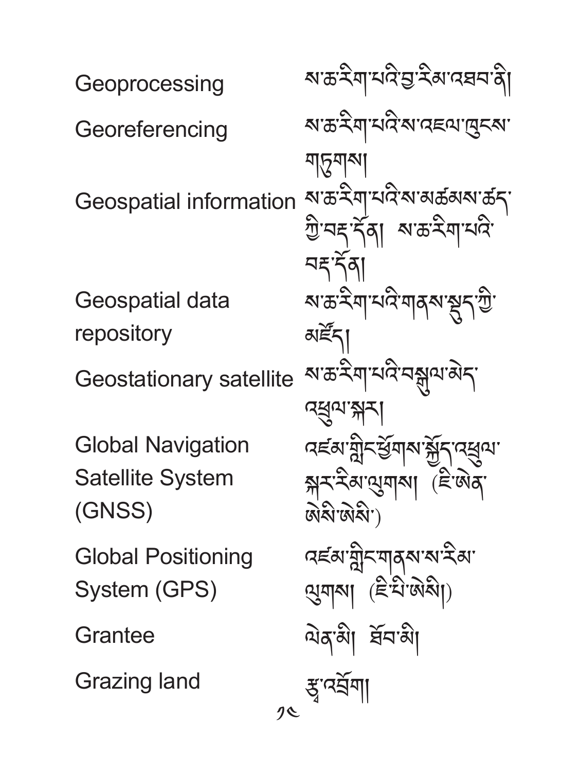| | |
|---|---|
| Geoprocessing | ས་ཆ་རིག་པའི་བྱ་རིམ་འཐབ་ནི། |
| Georeferencing | ས་ཆ་རིག་པའི་ས་འཛུལ་ཁུངས་གཏུགས། |
| Geospatial information | ས་ཆ་རིག་པའི་ས་མཚམས་ཚད་ཀྱི་བརྡ་དོན། ས་ཆ་རིག་པའི་བརྡ་དོན། |
| Geospatial data repository | ས་ཆ་རིག་པའི་གནས་སྡུད་ཀྱི་མཛོད། |
| Geostationary satellite | ས་ཆ་རིག་པའི་བསྐྱོད་མེད་འཕྲུལ་སྐར། |
| Global Navigation Satellite System (GNSS) | འཛམ་གླིང་ཕྱོགས་སྐྱོད་འཕྲུལ་སྐར་རིམ་ལུགས། (ཇི་ཨེན་ཨེསི་ཨེསི་) |
| Global Positioning System (GPS) | འཛམ་གླིང་གནས་ས་རིམ་ལུགས། (ཇི་པི་ཨེསི།) |
| Grantee | ལེན་མི། ཐོབ་མི། |
| Grazing land | རྩྭ་འབྲོག། |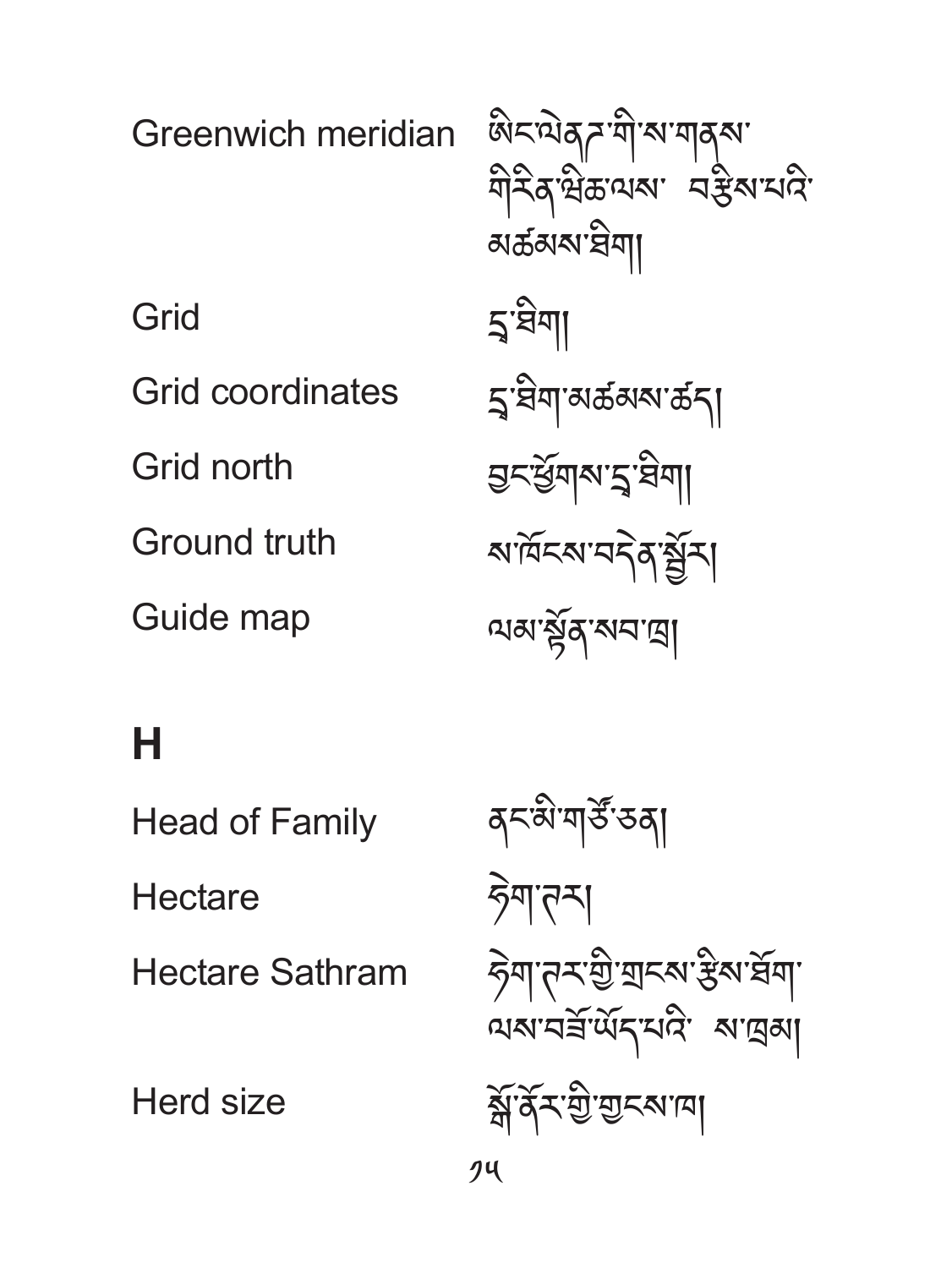| | |
|---|---|
| Greenwich meridian | ཨིང་ལེནྜ་གི་ས་གནས་གིརིན་ཝིཆ་ལས་ བརྩིས་པའི་མཚམས་ཐིག། |
| Grid | དྲ་ཐིག། |
| Grid coordinates | དྲ་ཐིག་མཚམས་ཚད། |
| Grid north | བྱང་ཕྱོགས་དྲ་ཐིག། |
| Ground truth | ས་ཁོངས་བདེན་སྦྱོར། |
| Guide map | ལམ་སྟོན་སབ་ཁྲ། |

## H

| | |
|---|---|
| Head of Family | ནང་མི་གཙོ་ཅན། |
| Hectare | ཧེག་ཊར། |
| Hectare Sathram | ཧེག་ཊར་གྱི་གྲངས་རྩིས་ཐོག་ལས་བཟོ་ཡོད་པའི་ ས་ཁྲམ། |
| Herd size | སྒོ་ནོར་གྱི་གྲངས་ཁ། |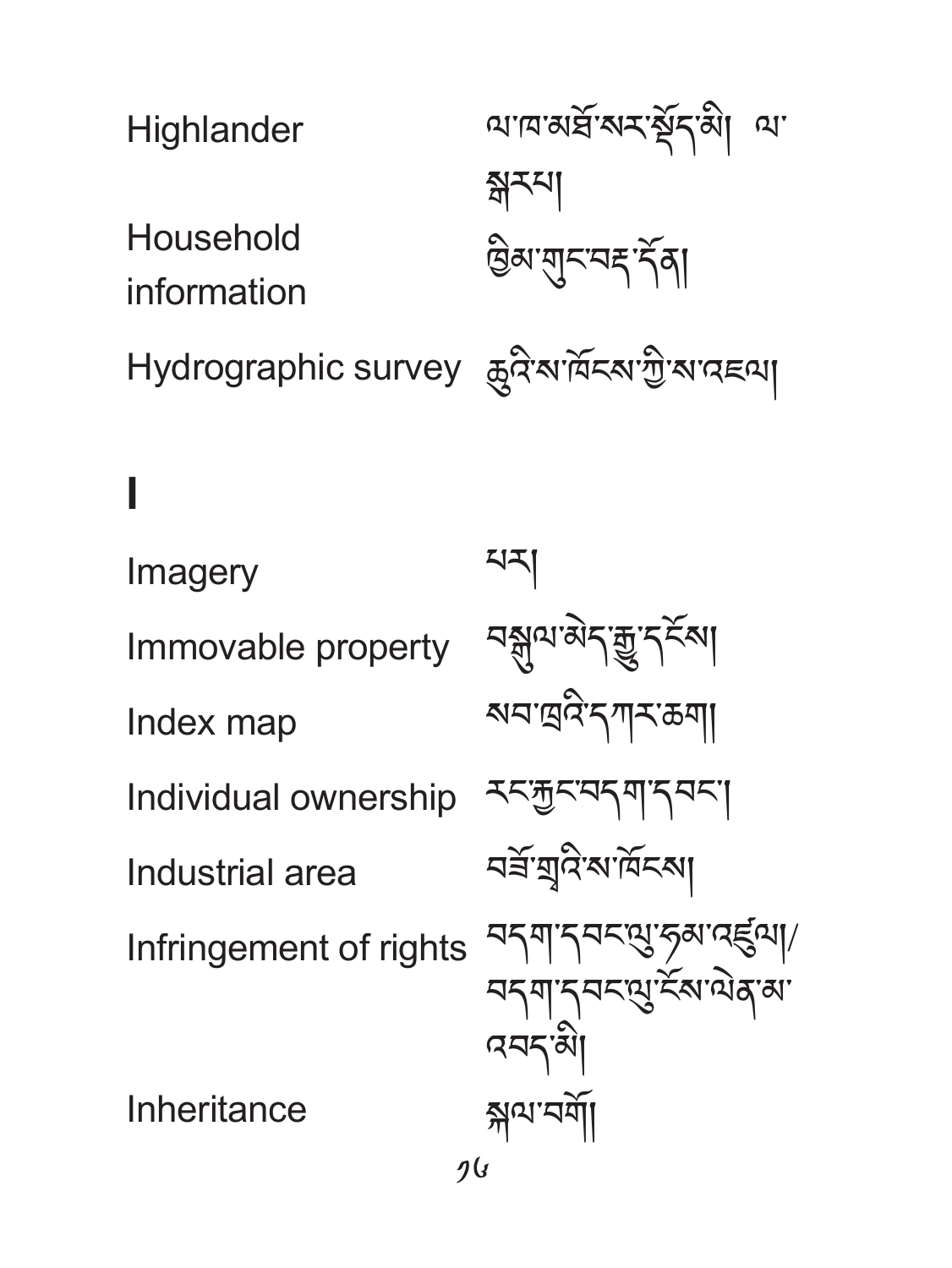| | |
|---|---|
| Highlander | ལ་ཁ་མཐོ་སར་སྡོད་མི། ལ་སྒང་པ། |
| Household information | ཁྱིམ་གུང་བརྡ་དོན། |
| Hydrographic survey | ཆུའི་ས་ཁོངས་ཀྱི་ས་འཇལ། |

# I

| | |
|---|---|
| Imagery | པར། |
| Immovable property | བསྒྱུལ་མེད་རྒྱུ་དངོས། |
| Index map | སབ་ཁྲའི་དཀར་ཆག། |
| Individual ownership | རང་རྐྱང་བདག་དབང་། |
| Industrial area | བཟོ་གྲྭའི་ས་ཁོངས། |
| Infringement of rights | བདག་དབང་ལུ་ཉམས་འཇོག/ བདག་དབང་ལུ་ངོས་ལེན་མ་འབད་མི། |
| Inheritance | སྐལ་བགོ། |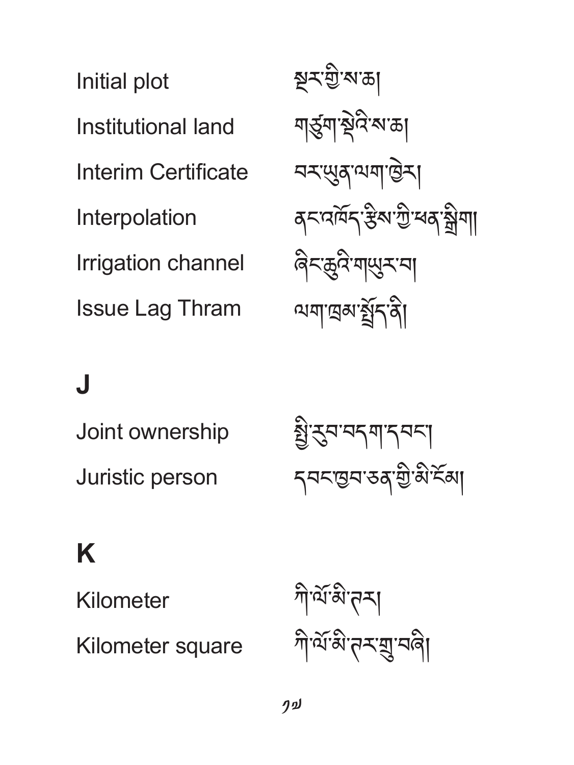| | |
|---|---|
| Initial plot | སྔར་གྱི་ས་ཆ། |
| Institutional land | གཙུག་སྡེའི་ས་ཆ། |
| Interim Certificate | བར་ཡུན་ལག་ཁྱེར། |
| Interpolation | ནང་འཕོད་རྩིས་ཀྱི་ཕན་སྒྲིག། |
| Irrigation channel | ཞིང་ཆུའི་གཡུར་བ། |
| Issue Lag Thram | ལག་ཁྲམ་སྤྲོད་ནི། |

## J

| | |
|---|---|
| Joint ownership | སྤྱི་རུབ་བདག་དབང་། |
| Juristic person | དབང་ཚུལ་ཅན་གྱི་མི་ངོམ། |

## K

| | |
|---|---|
| Kilometer | ཀི་ལོ་མི་ཊར། |
| Kilometer square | ཀི་ལོ་མི་ཊར་གྲུ་བཞི། |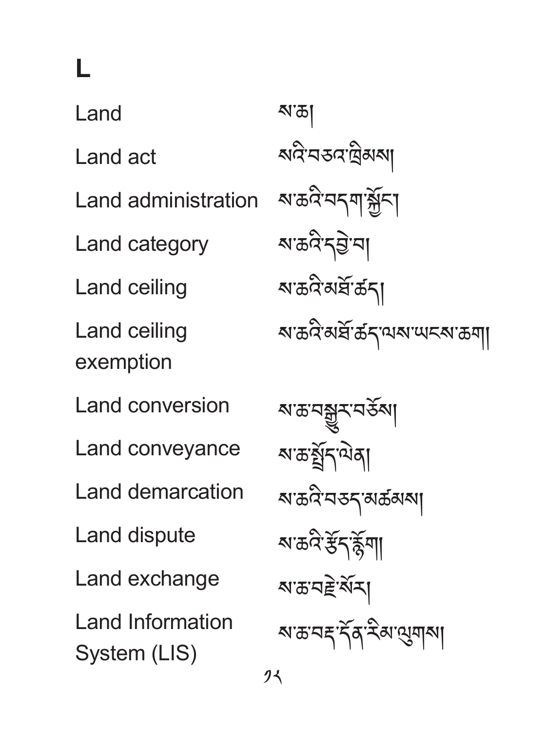# L

| | |
|---|---|
| Land | ས་ཆ། |
| Land act | སའི་བཅའ་ཁྲིམས། |
| Land administration | ས་ཆའི་བདག་སྐྱོང་། |
| Land category | ས་ཆའི་དབྱེ་བ། |
| Land ceiling | ས་ཆའི་མཐོ་ཚད། |
| Land ceiling exemption | ས་ཆའི་མཐོ་ཚད་ལས་ཡངས་ཆག། |
| Land conversion | ས་ཆ་བསྒྱུར་བཅོས། |
| Land conveyance | ས་ཆ་སྤྲོད་ལེན། |
| Land demarcation | ས་ཆའི་བཅད་མཚམས། |
| Land dispute | ས་ཆའི་རྩོད་རྙོག། |
| Land exchange | ས་ཆ་བརྗེ་སོར། |
| Land Information System (LIS) | ས་ཆ་བརྡ་དོན་རིམ་ལུགས། |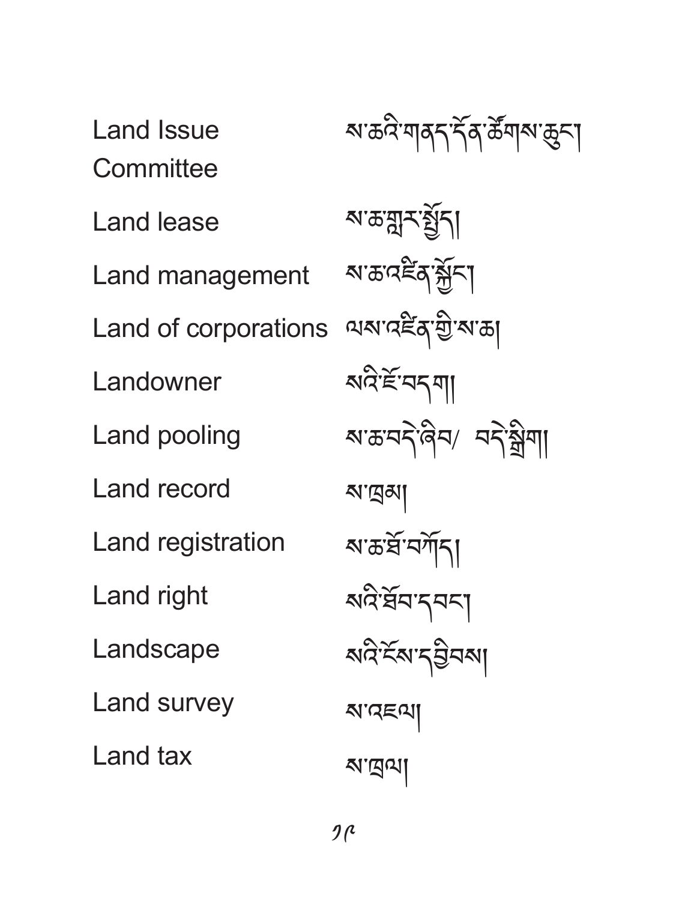| | |
|---|---|
| Land Issue Committee | ས་ཆའི་གནད་དོན་ཚོགས་ཆུང་། |
| Land lease | ས་ཆ་གླར་སྤྲོད། |
| Land management | ས་ཆ་འཛིན་སྐྱོང་། |
| Land of corporations | ལས་འཛིན་གྱི་ས་ཆ། |
| Landowner | སའི་ཇོ་བདག། |
| Land pooling | ས་ཆ་བདེ་ཞིབ/ བདེ་སྒྲིག། |
| Land record | ས་ཁྲམ། |
| Land registration | ས་ཆ་ཐོ་བཀོད། |
| Land right | སའི་ཐོབ་དབང་། |
| Landscape | སའི་ངོས་དབྱིབས། |
| Land survey | ས་འཇལ། |
| Land tax | ས་ཁྲལ། |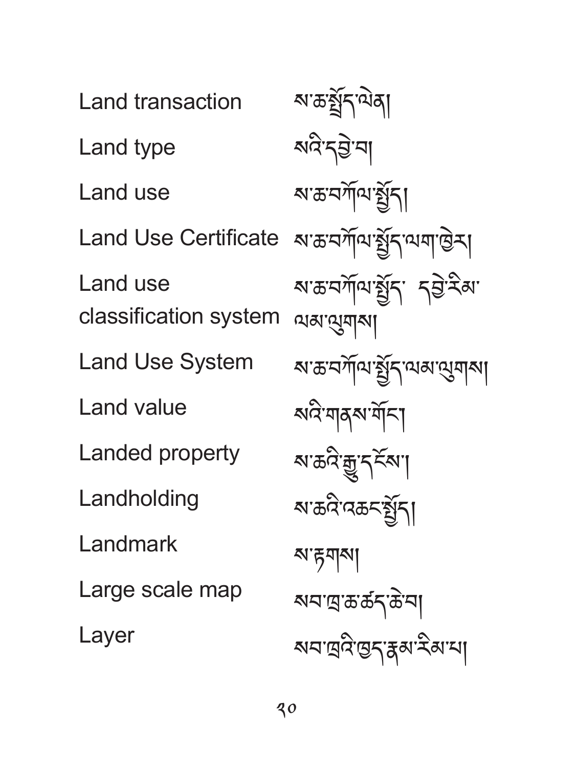| | |
|---|---|
| Land transaction | ས་ཆ་སྤྲོད་ལེན། |
| Land type | སའི་དབྱེ་བ། |
| Land use | ས་ཆ་བཀོལ་སྤྱོད། |
| Land Use Certificate | ས་ཆ་བཀོལ་སྤྱོད་ལག་ཁྱེར། |
| Land use classification system | ས་ཆ་བཀོལ་སྤྱོད་ དབྱེ་རིམ་ལམ་ལུགས། |
| Land Use System | ས་ཆ་བཀོལ་སྤྱོད་ལམ་ལུགས། |
| Land value | སའི་གནས་གོང་། |
| Landed property | ས་ཆའི་རྒྱུ་དངོས་། |
| Landholding | ས་ཆའི་འཆང་སྤྱོད། |
| Landmark | ས་རྟགས། |
| Large scale map | སབ་ཁྲ་ཆ་ཚད་ཆེ་བ། |
| Layer | སབ་ཁྲའི་ཁྱད་རྣམ་རིམ་པ། |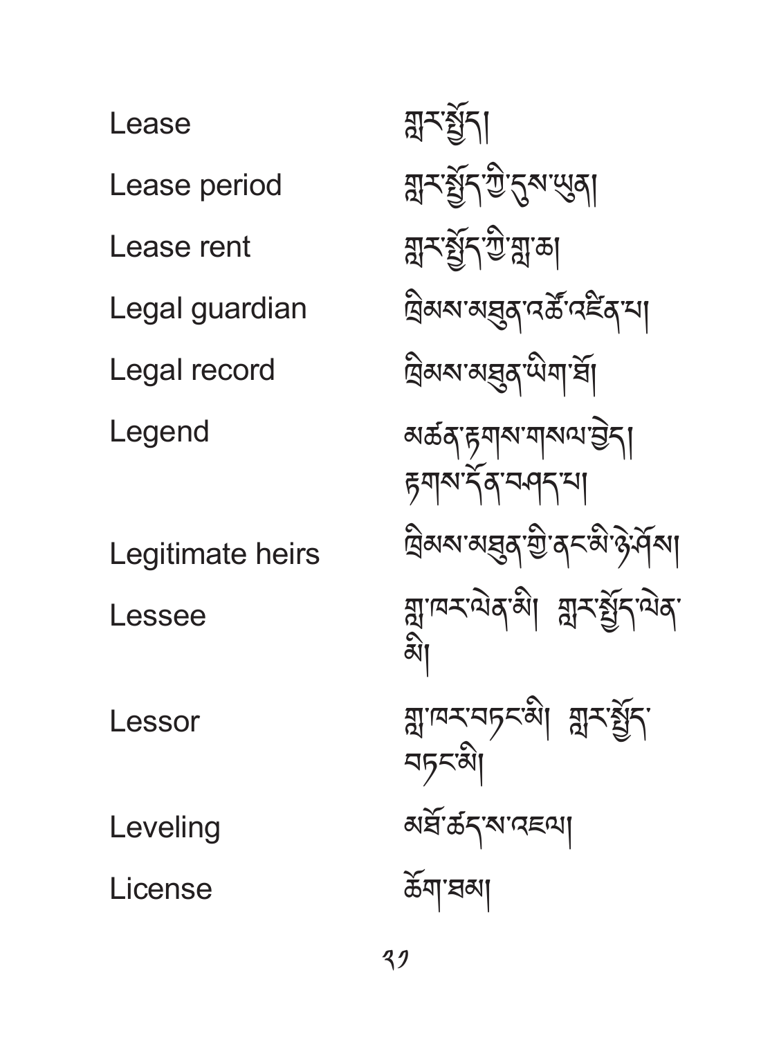| | |
|---|---|
| Lease | གླར་སྤྲོད། |
| Lease period | གླར་སྤྲོད་ཀྱི་དུས་ཡུན། |
| Lease rent | གླར་སྤྲོད་ཀྱི་གླ་ཆ། |
| Legal guardian | ཁྲིམས་མཐུན་འཚོ་འཛིན་པ། |
| Legal record | ཁྲིམས་མཐུན་ཡིག་ཐོ། |
| Legend | མཚན་རྟགས་གསལ་བྱེད། རྟགས་དོན་བཤད་པ། |
| Legitimate heirs | ཁྲིམས་མཐུན་གྱི་ནང་མི་ཉེ་འཁོར། |
| Lessee | གླ་ཁར་ལེན་མི། གླར་སྤྲོད་ལེན་མི། |
| Lessor | གླ་ཁར་བཏང་མི། གླར་སྤྲོད་བཏང་མི། |
| Leveling | མཐོ་ཚད་ས་འཇལ། |
| License | ཆོག་ཐམ། |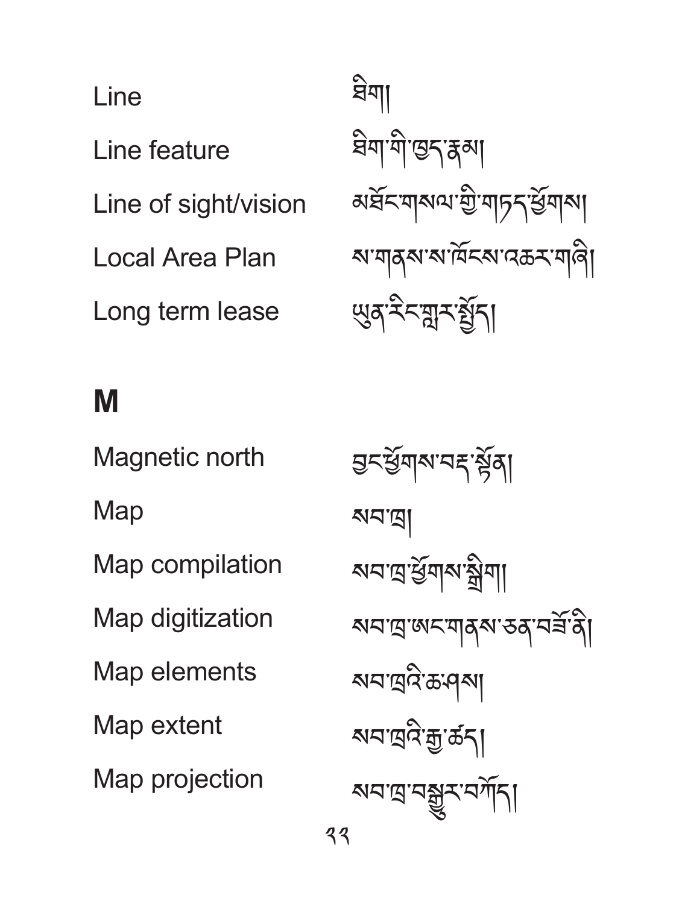Line ཐིག།

Line feature ཐིག་གི་ཁྱད་རྣམ།

Line of sight/vision མཐོང་གསལ་གྱི་གཏད་ཕྱོགས།

Local Area Plan ས་གནས་ས་ཁོངས་འཆར་གཞི།

Long term lease ཡུན་རིང་གླར་སྤྲོད།

## M

Magnetic north ཁབ་ལེན་བྱང་ཕྱོགས།

Map ས་ཁྲ།

Map compilation ས་ཁྲ་ཕྱོགས་སྒྲིག།

Map digitization ས་ཁྲ་ཨང་གྲངས་ཅན་བཟོ་ནི།

Map elements ས་ཁྲའི་ཆ་ཤས།

Map extent ས་ཁྲའི་རྒྱ་ཚད།

Map projection ས་ཁྲ་བསྐྱར་བཀོད།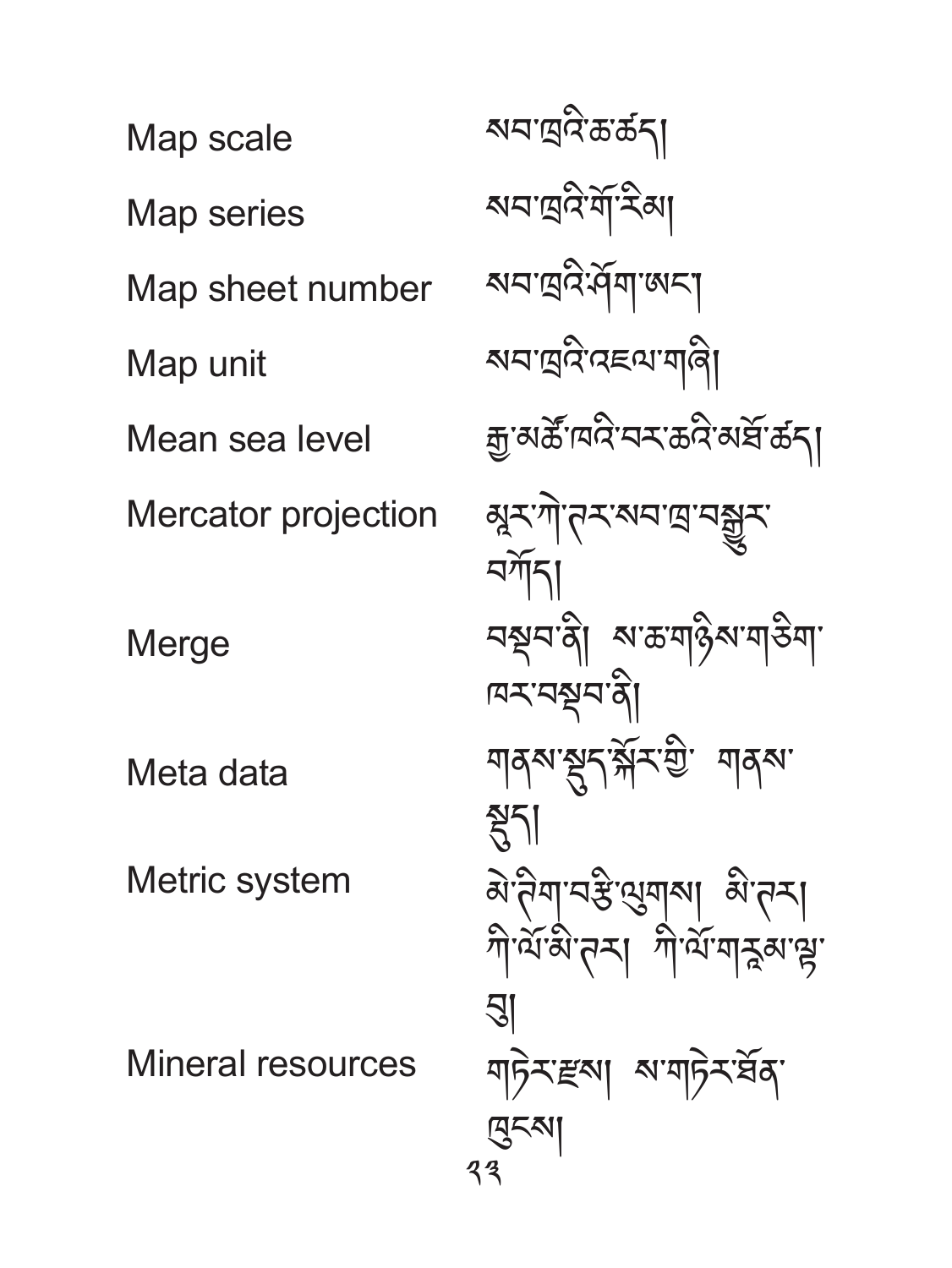| | |
|---|---|
| Map scale | སབ་ཁྲའི་ཆ་ཚད། |
| Map series | སབ་ཁྲའི་གོ་རིམ། |
| Map sheet number | སབ་ཁྲའི་ཤོག་ཨང་། |
| Map unit | སབ་ཁྲའི་འཇལ་གཞི། |
| Mean sea level | རྒྱ་མཚོ་ཁའི་བར་ཆའི་མཐོ་ཚད། |
| Mercator projection | མྱར་ཀེ་ཏར་སབ་ཁྲ་བསྒྱུར་བཀོད། |
| Merge | བསྡེབ་ནི། ས་ཆ་གཉིས་གཅིག་ཁར་བསྡེབ་ནི། |
| Meta data | གནས་སྡུད་སྐོར་གྱི་ གནས་སྡུད། |
| Metric system | མེ་ཊིག་བཅུ་ལུགས། མི་ཏར། ཀི་ལོ་མི་ཏར། ཀི་ལོ་གནམ་ལྷ་བྲ། |
| Mineral resources | གཏེར་རྫས། ས་གཏེར་ཐོན་ཁུངས། |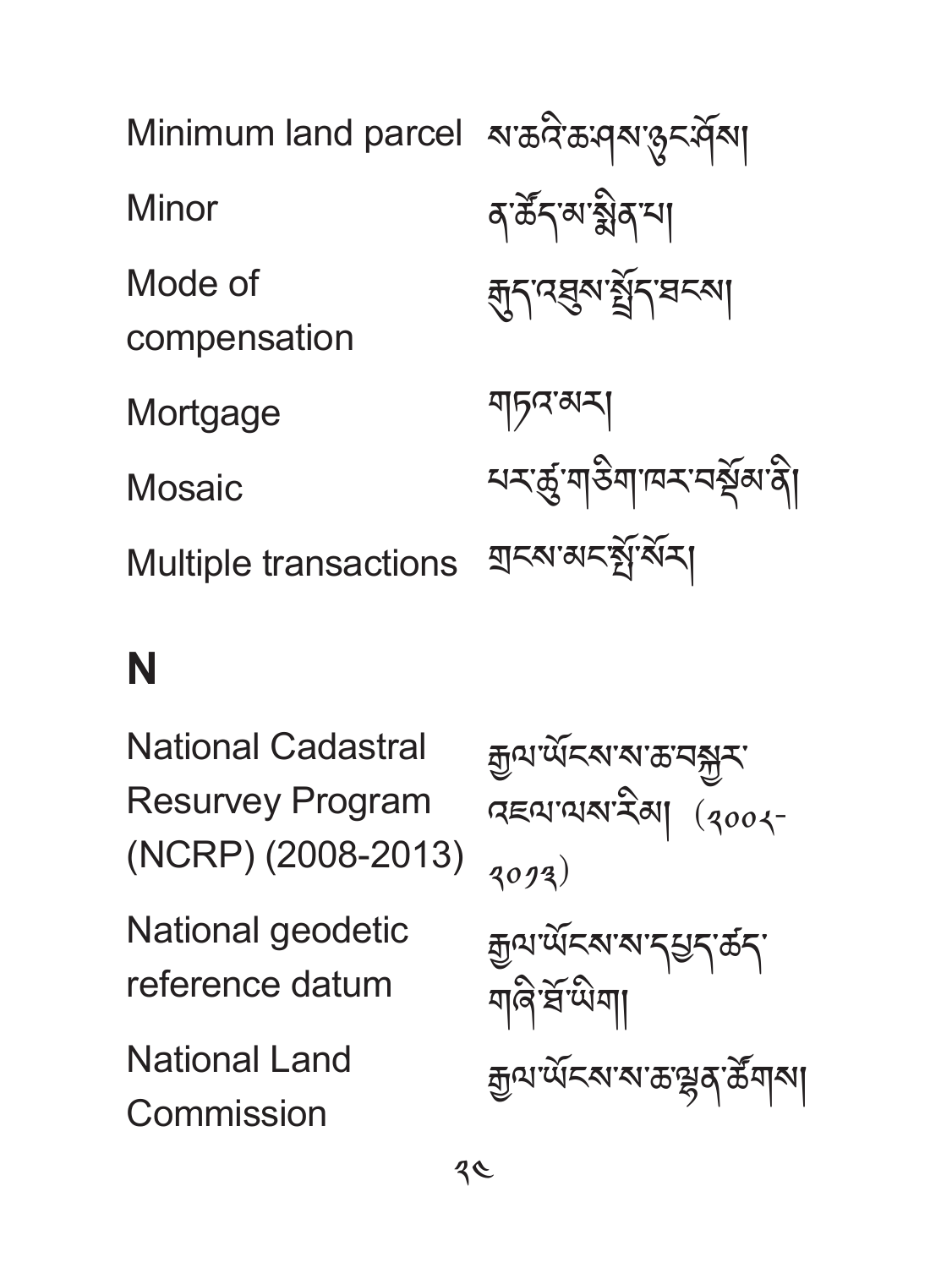| | |
|---|---|
| Minimum land parcel | ས་ཆའི་ཆ་ཤས་ཉུང་ཤོས། |
| Minor | ན་ཚོད་མ་སྨིན་པ། |
| Mode of compensation | རྒྱུད་འཐུས་སྤྲོད་ཐངས། |
| Mortgage | གཏའ་མར། |
| Mosaic | པར་རྩུ་གཅིག་ཁར་བསྡོམ་ནི། |
| Multiple transactions | གྲངས་མང་སྤྲོ་སོར། |

## N

| | |
|---|---|
| National Cadastral Resurvey Program (NCRP) (2008-2013) | རྒྱལ་ཡོངས་ས་ཆ་བསྐྱར་འཇལ་ལས་རིམ། (༢༠༠༨-༢༠༡༣) |
| National geodetic reference datum | རྒྱལ་ཡོངས་ས་དཔྱད་ཚད་གཞི་ཐོ་ཡིག། |
| National Land Commission | རྒྱལ་ཡོངས་ས་ཆ་ལྷན་ཚོགས། |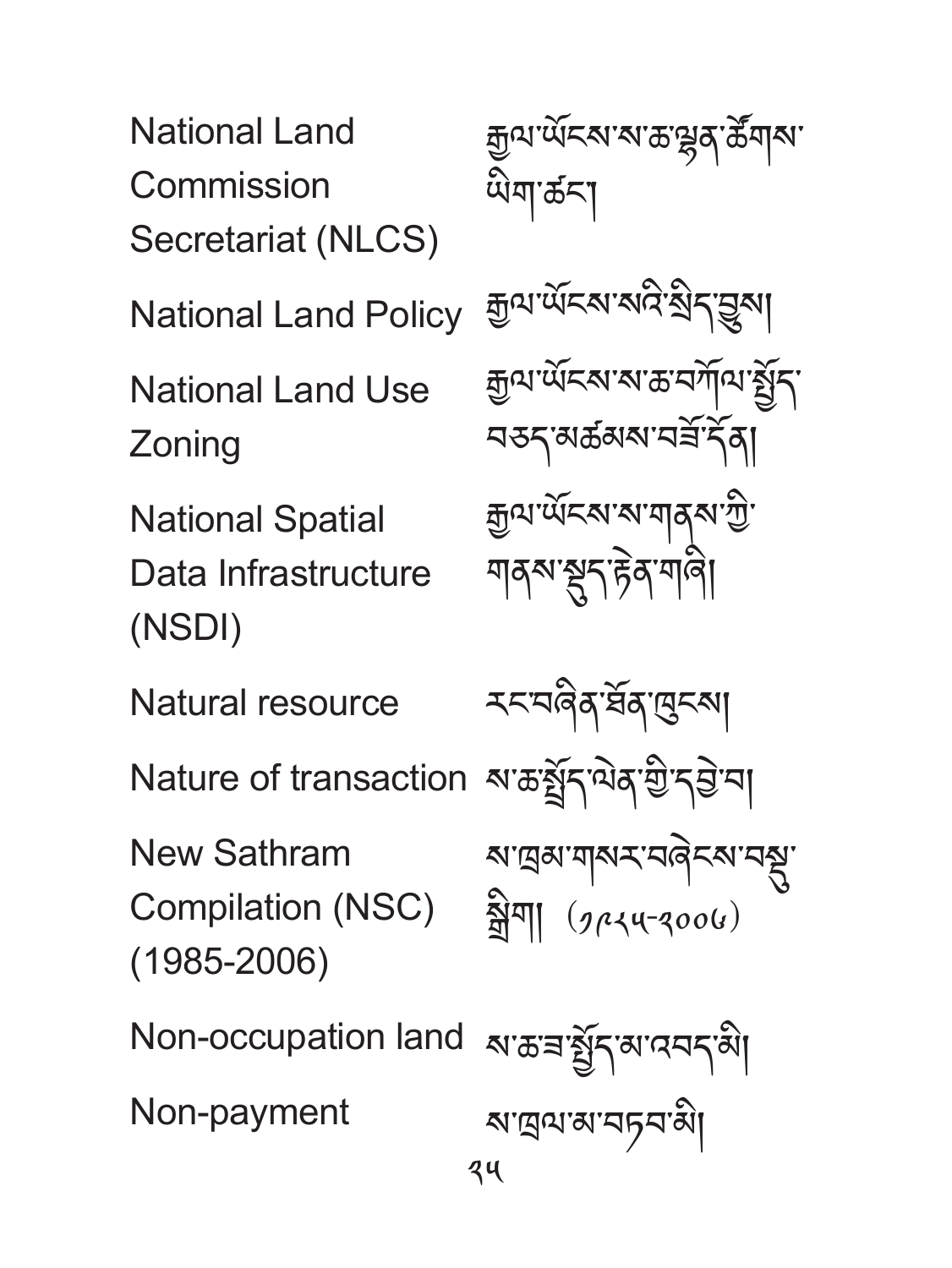| | |
|---|---|
| National Land Commission Secretariat (NLCS) | རྒྱལ་ཡོངས་ས་ཆ་ལྷན་ཚོགས་ཡིག་ཚང་། |
| National Land Policy | རྒྱལ་ཡོངས་སའི་སྲིད་བྱུས། |
| National Land Use Zoning | རྒྱལ་ཡོངས་ས་ཆ་བཀོལ་སྤྱོད་བཅད་མཚམས་བཟོ་དོན། |
| National Spatial Data Infrastructure (NSDI) | རྒྱལ་ཡོངས་ས་གནས་ཀྱི་གནས་སྡུད་རྟེན་གཞི། |
| Natural resource | རང་བཞིན་ཐོན་ཁུངས། |
| Nature of transaction | ས་ཆ་སྤྲོད་ལེན་གྱི་དབྱེ་བ། |
| New Sathram Compilation (NSC) (1985-2006) | ས་ཁྲམ་གསར་བཞེངས་བསྡུ་སྒྲིག། (༡༩༨༥-༢༠༠༦) |
| Non-occupation land | ས་ཆ་ཟ་སྤྱོད་མ་འབད་མི། |
| Non-payment | ས་ཁྲལ་མ་བཏབ་མི། |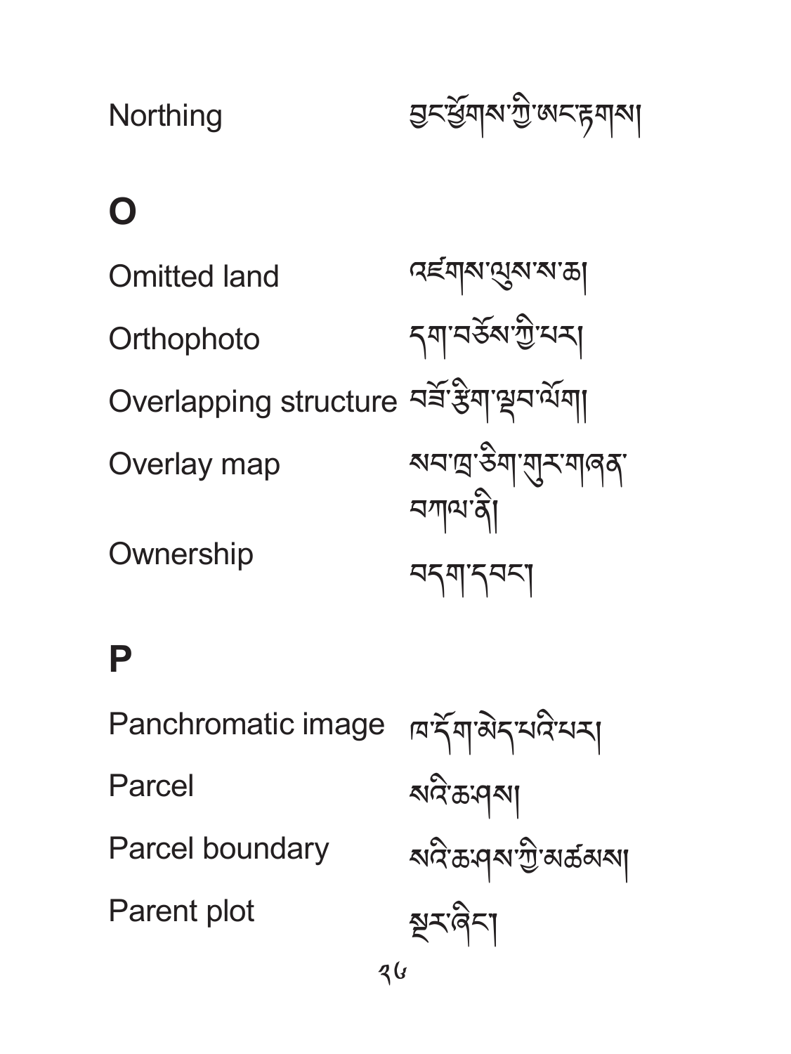Northing　　　བྱང་ཕྱོགས་ཀྱི་ཨང་རྟགས།

## O

Omitted land　　　འཛོལ་ལུས་ས་ཆ།

Orthophoto　　　དག་བཅོས་ཀྱི་པར།

Overlapping structure　　　བརྒྱ་རྩིག་ལྷབ་ལོག།

Overlay map　　　སབ་ཁྲ་ཅིག་གུར་གཞན་བཀལ་ནི།

Ownership　　　བདག་དབང་།

## P

Panchromatic image　　　ཁ་དོག་མེད་པའི་པར།

Parcel　　　སའི་ཆ་ཤས།

Parcel boundary　　　སའི་ཆ་ཤས་ཀྱི་མཚམས།

Parent plot　　　སྔར་ཞིང་།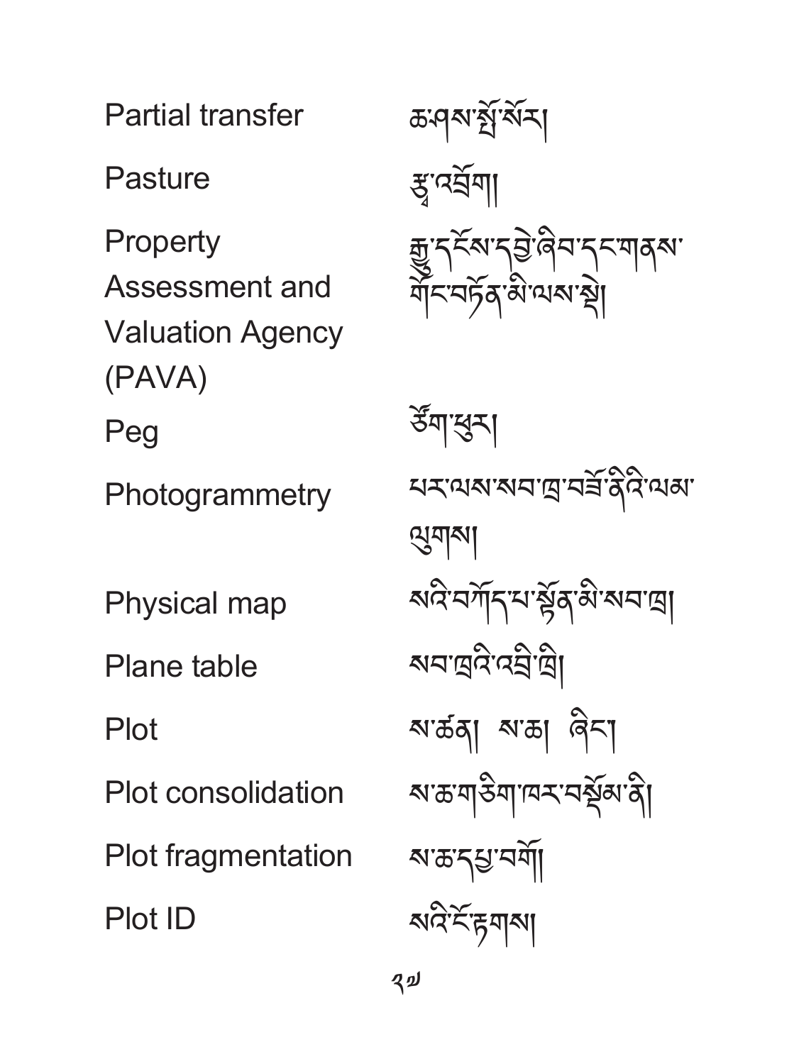| | |
|---|---|
| Partial transfer | ཆ་ཤས་སྤྲོ་སོར། |
| Pasture | རྩྭ་འབྲོག། |
| Property Assessment and Valuation Agency (PAVA) | རྒྱུ་དངོས་དབྱེ་ཞིབ་དང་གནས་གོང་བརྟོན་མི་ལས་སྡེ། |
| Peg | ཏོག་ཕུར། |
| Photogrammetry | པར་ལས་སབ་ཁྲ་བཟོ་ནིའི་ལམ་ལུགས། |
| Physical map | སའི་བཀོད་པ་སྟོན་མི་སབ་ཁྲ། |
| Plane table | སབ་ཁྲའི་འབྲི་ཁྲི། |
| Plot | ས་ཚན། ས་ཆ། ཞིང་། |
| Plot consolidation | ས་ཆ་གཅིག་ཁར་བསྡོམ་ནི། |
| Plot fragmentation | ས་ཆ་དཔྱ་བགོ། |
| Plot ID | སའི་ངོ་རྟགས། |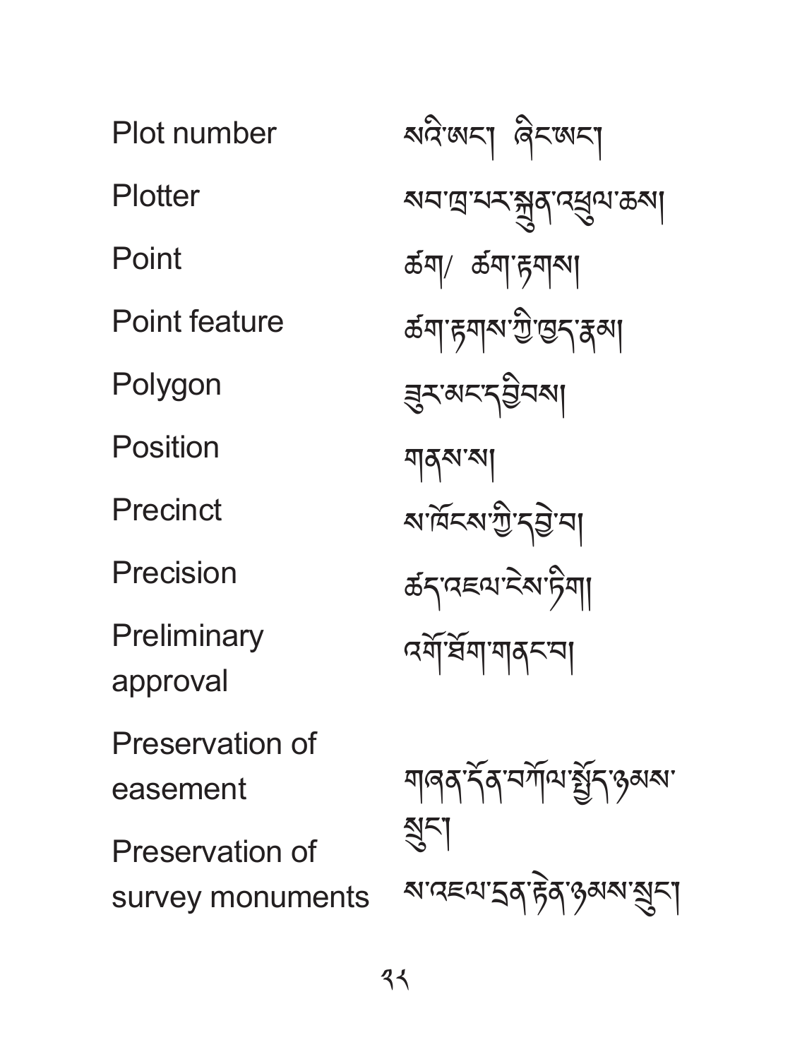| | |
|---|---|
| Plot number | སའི་ཨང་། ཞིང་ཨང་། |
| Plotter | སབ་ཁྲ་པར་སྐྲུན་འཕྲུལ་ཆས། |
| Point | ཚག/ ཚག་རྟགས། |
| Point feature | ཚག་རྟགས་ཀྱི་ཁྱད་རྣམ། |
| Polygon | ཟུར་མང་དབྱིབས། |
| Position | གནས་ས། |
| Precinct | ས་ཁོངས་ཀྱི་དབྱེ་བ། |
| Precision | ཚད་འཇལ་ངེས་ཏིག། |
| Preliminary approval | འགོ་ཐོག་གནང་བ། |
| Preservation of easement | གཞན་དོན་བཀོལ་སྤྱོད་ཉམས་སྲུང་། |
| Preservation of survey monuments | ས་འཇལ་དྲན་རྟེན་ཉམས་སྲུང་། |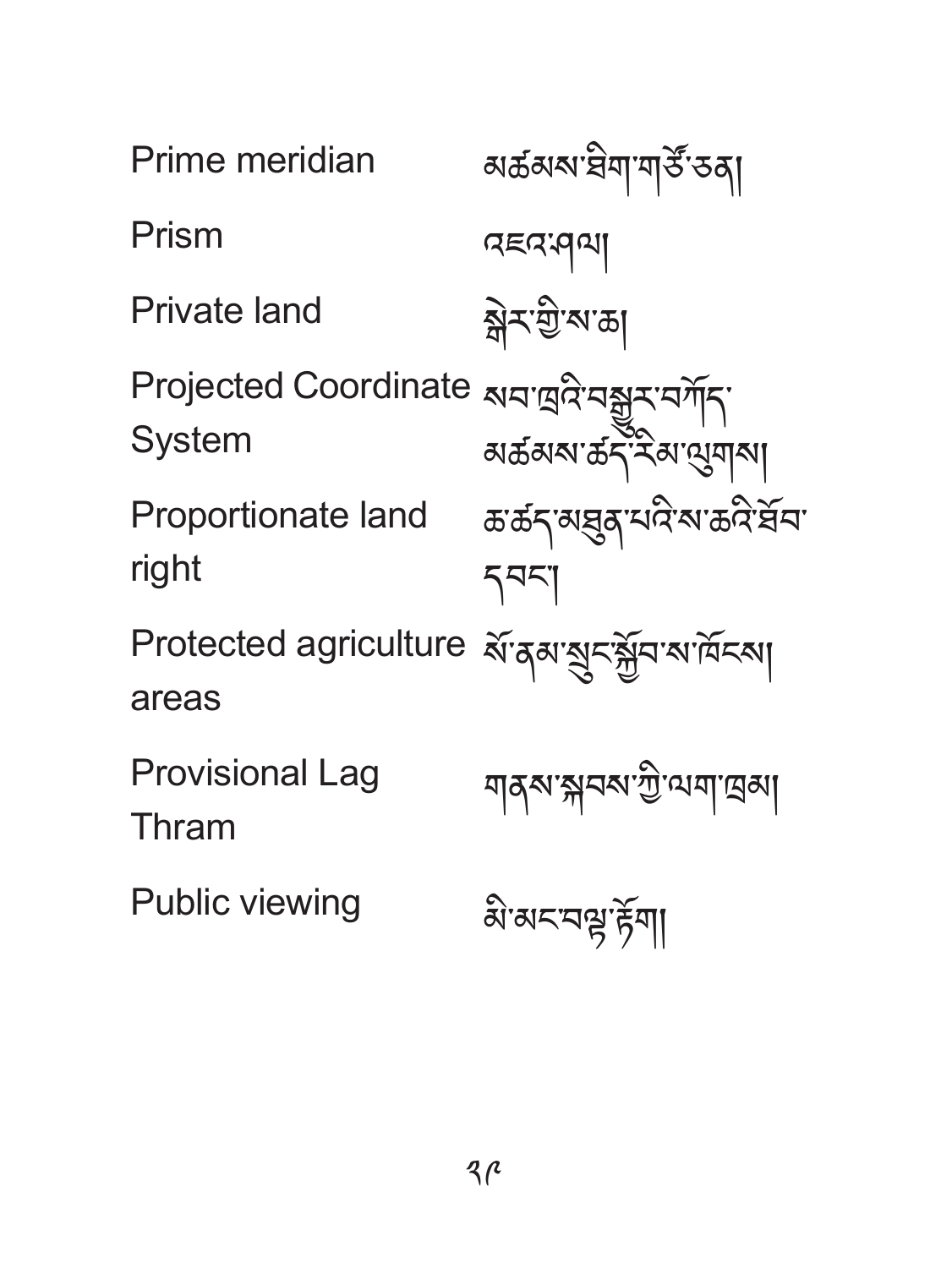| | |
|---|---|
| Prime meridian | མཚམས་ཐིག་གཙོ་ཅན། |
| Prism | འཇའ་ཤེལ། |
| Private land | སྒེར་གྱི་ས་ཆ། |
| Projected Coordinate System | སབ་ཁྲའི་བསྒྱུར་བཀོད་མཚམས་ཚད་རིམ་ལུགས། |
| Proportionate land right | ཆ་ཚད་མཐུན་པའི་ས་ཆའི་ཐོབ་དབང་། |
| Protected agriculture areas | སོ་ནམ་སྲུང་སྐྱོབ་ས་ཁོངས། |
| Provisional Lag Thram | གནས་སྐབས་ཀྱི་ལག་ཁྲམ། |
| Public viewing | མི་མང་བལྟ་རྟོག། |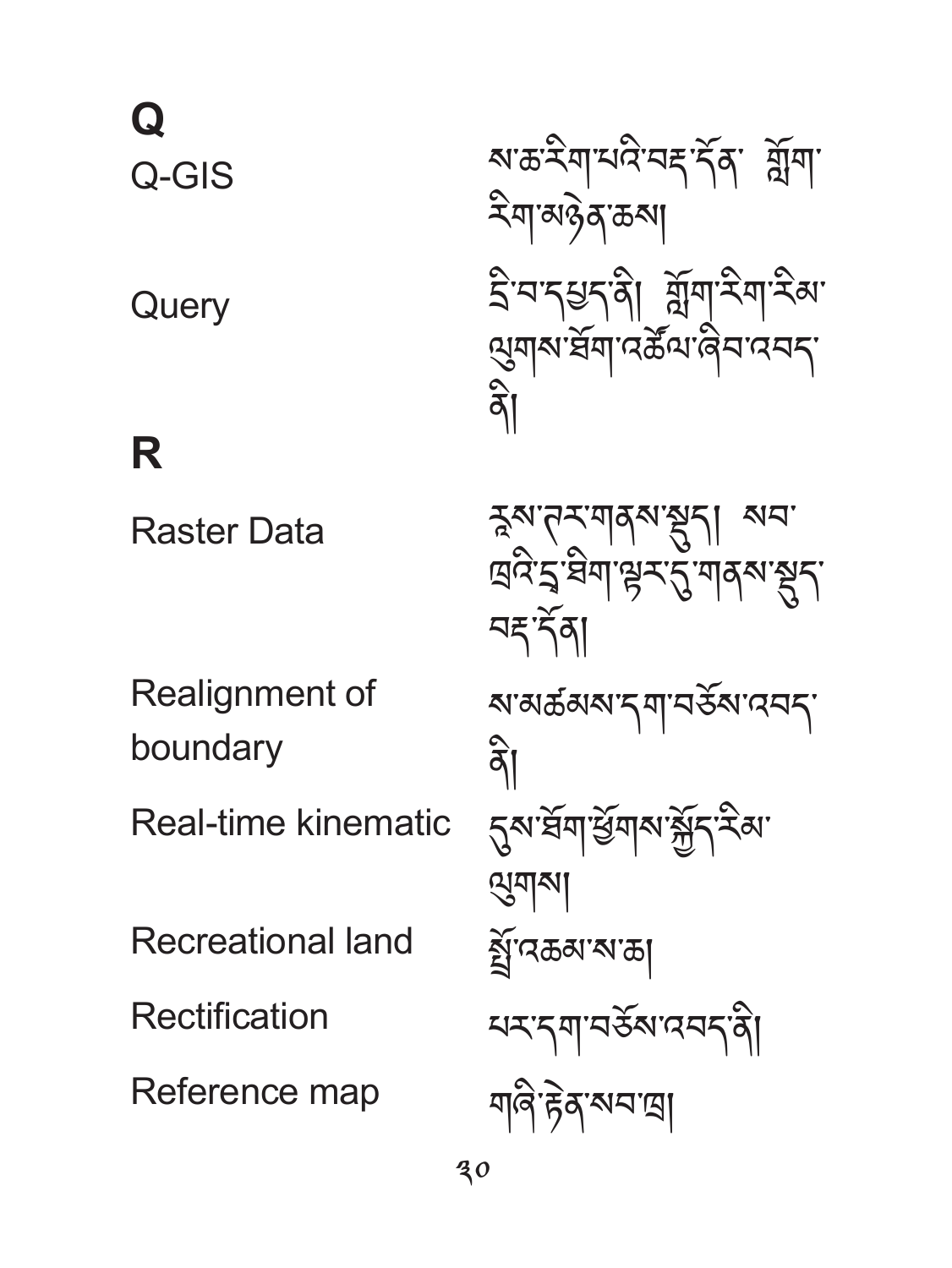## Q

| | |
|---|---|
| Q-GIS | ས་ཆ་རིག་པའི་བརྡ་དོན་ གློག་རིག་མཉེན་ཆས། |
| Query | དྲི་བ་དཔྱད་ཞིབ། གློག་རིག་རིམ་ལུགས་ཐོག་འཚོལ་ཞིབ་འབད་ནི། |

## R

| | |
|---|---|
| Raster Data | རྣམ་ཁྲ་གནས་སྡུད། སབ་ཁྲའི་དྲ་ཐིག་ལྟར་དུ་གནས་སྡུད་བརྡ་དོན། |
| Realignment of boundary | ས་མཚམས་དག་བཅོས་འབད་ནི། |
| Real-time kinematic | དུས་ཐོག་ཕྱོགས་སྐྱོད་རིམ་ལུགས། |
| Recreational land | སྤྲོ་འཆམ་ས་ཆ། |
| Rectification | པར་དག་བཅོས་འབད་ནི། |
| Reference map | གཞི་རྟེན་སབ་ཁྲ། |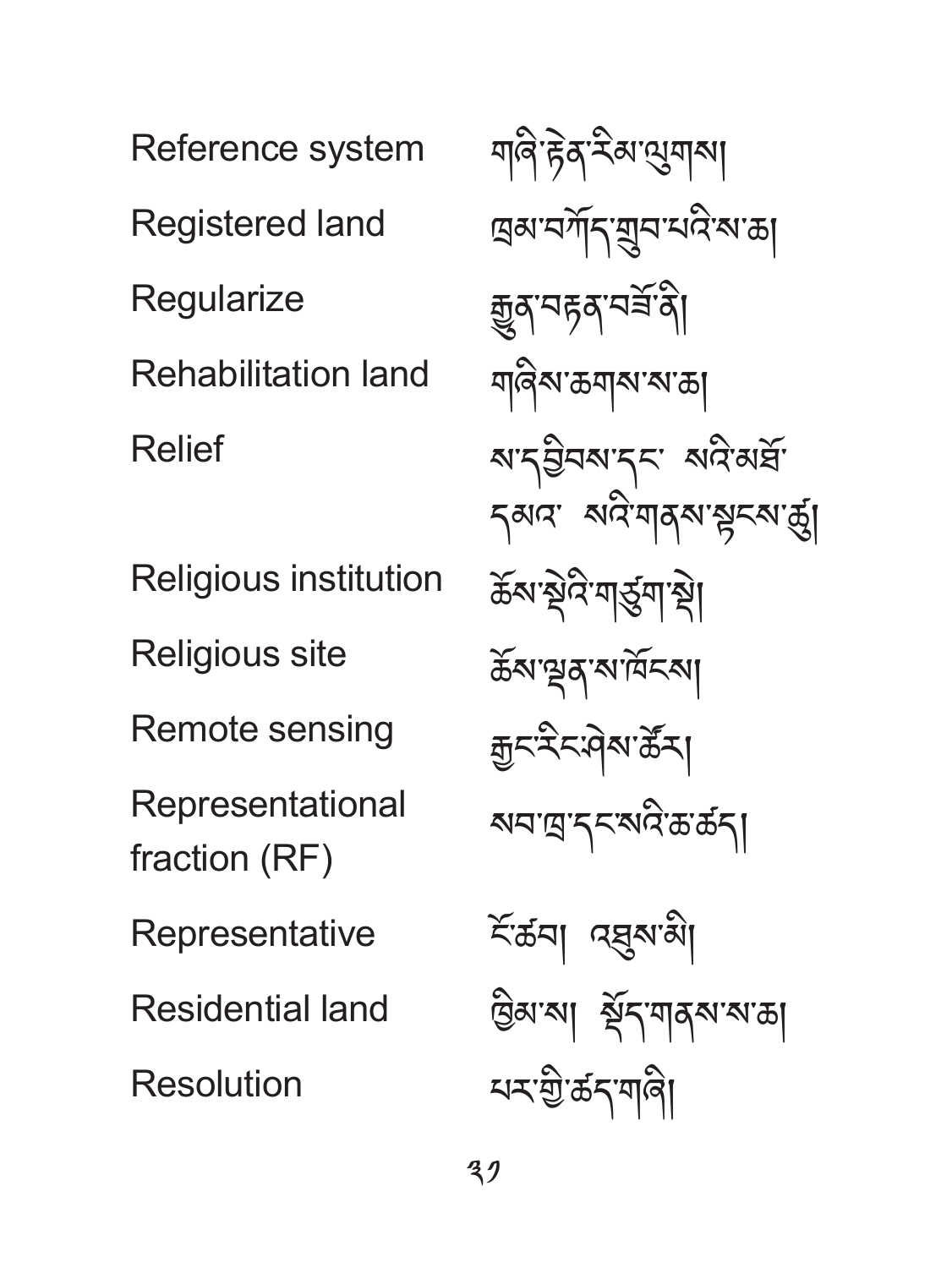| | |
|---|---|
| Reference system | གཞི་རྟེན་རིམ་ལུགས། |
| Registered land | ཁྲམ་བཀོད་གྲུབ་པའི་ས་ཆ། |
| Regularize | རྒྱུན་བརྟན་བཟོ་ནི། |
| Rehabilitation land | གཞིས་ཆགས་ས་ཆ། |
| Relief | ས་དབྱིབས་དང་ སའི་མཐོ་དམའ་ སའི་གནས་སྟངས་ཚུ། |
| Religious institution | ཆོས་སྡེའི་གཙུག་སྡེ། |
| Religious site | ཆོས་ལྡན་ས་ཁོངས། |
| Remote sensing | རྒྱང་རིང་ཤེས་ཚོར། |
| Representational fraction (RF) | སབ་ཁྲ་དང་སའི་ཆ་ཚད། |
| Representative | ངོ་ཚབ། འཐུས་མི། |
| Residential land | ཁྱིམ་ས། སྡོད་གནས་ས་ཆ། |
| Resolution | པར་གྱི་ཚད་གཞི། |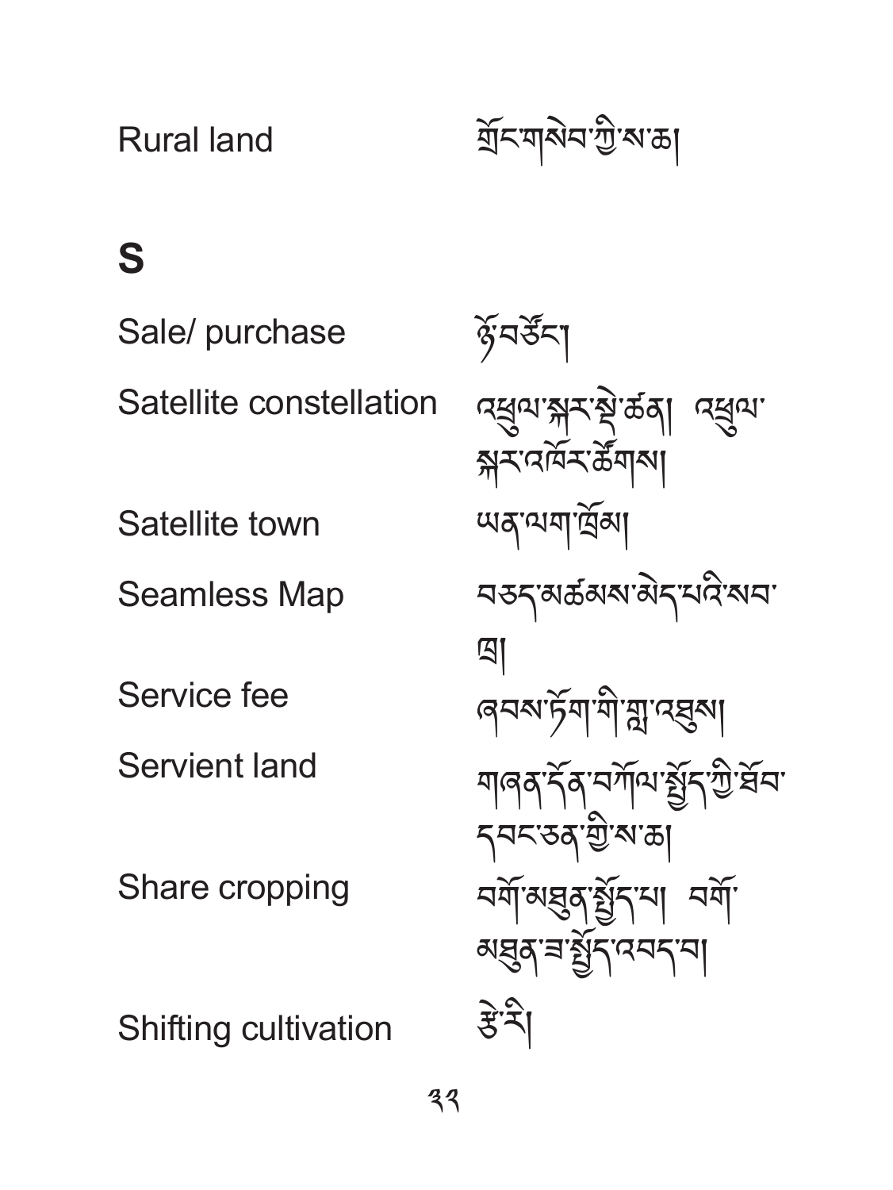Rural land — གྲོང་གསེབ་ཀྱི་ས་ཆ།

## S

Sale/ purchase — ཉོ་བཙོང་།

Satellite constellation — འཕྲུལ་སྐར་སྡེ་ཚན། འཕྲུལ་སྐར་འཁོར་ཚོགས།

Satellite town — ཡན་ལག་ཁྲོམ།

Seamless Map — བཅད་མཚམས་མེད་པའི་སབ་ཁྲ།

Service fee — ཞབས་ཏོག་གི་གླ་འཐུས།

Servient land — གཞན་དོན་བཀོལ་སྤྱོད་ཀྱི་ཐོབ་དབང་ཅན་གྱི་ས་ཆ།

Share cropping — བགོ་མཐུན་སྤྱོད་པ། བགོ་མཐུན་ཟ་སྤྱོད་འབད་པ།

Shifting cultivation — རྩེ་རི།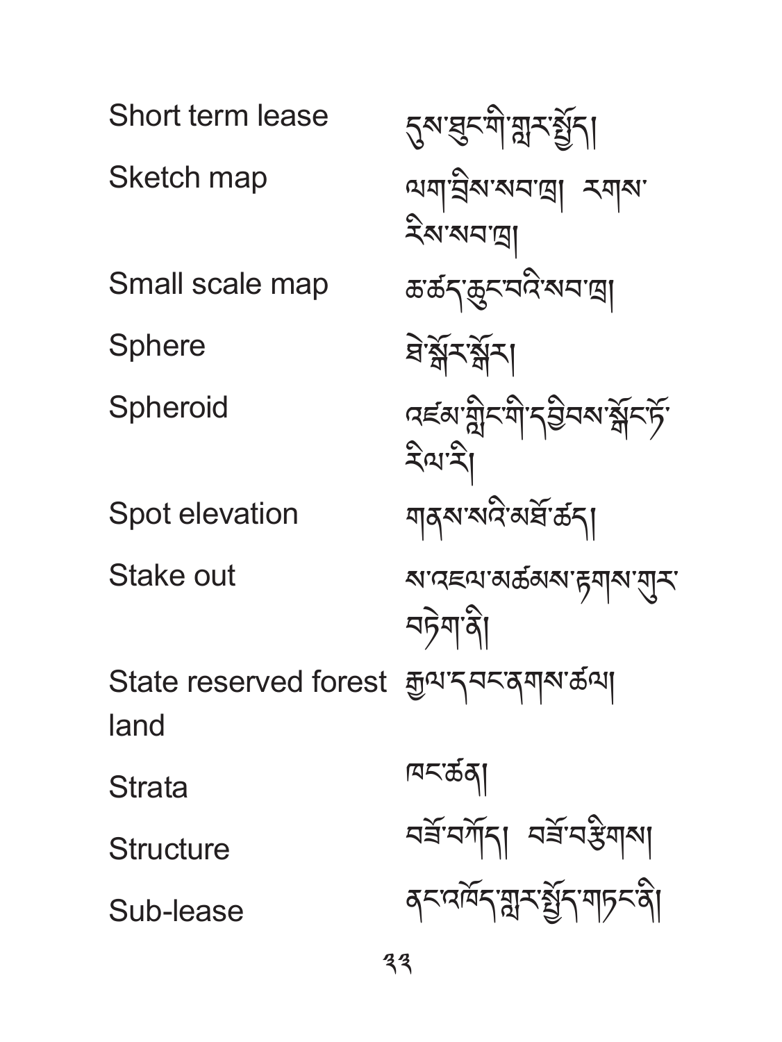| | |
|---|---|
| Short term lease | དུས་ཐུང་གི་གླར་སྤྲོད། |
| Sketch map | ལག་བྲིས་སབ་ཁྲ། རགས་རིས་སབ་ཁྲ། |
| Small scale map | ཆ་ཚད་ཆུང་བའི་སབ་ཁྲ། |
| Sphere | ཟླ་སྒོར་སྒོར། |
| Spheroid | འཛམ་གླིང་གི་དབྱིབས་སྒོང་ཏོ་རིལ་རི། |
| Spot elevation | གནས་སའི་མཐོ་ཚད། |
| Stake out | ས་འཇལ་མཚམས་རྟགས་གུར་བཏེག་ཉི། |
| State reserved forest land | རྒྱལ་དབང་ནགས་ཚལ། |
| Strata | ཁང་ཚན། |
| Structure | བཟོ་བཀོད། བཟོ་བརྩིགས། |
| Sub-lease | ནང་འཁོད་གླར་སྤྲོད་གཏོང་ནི། |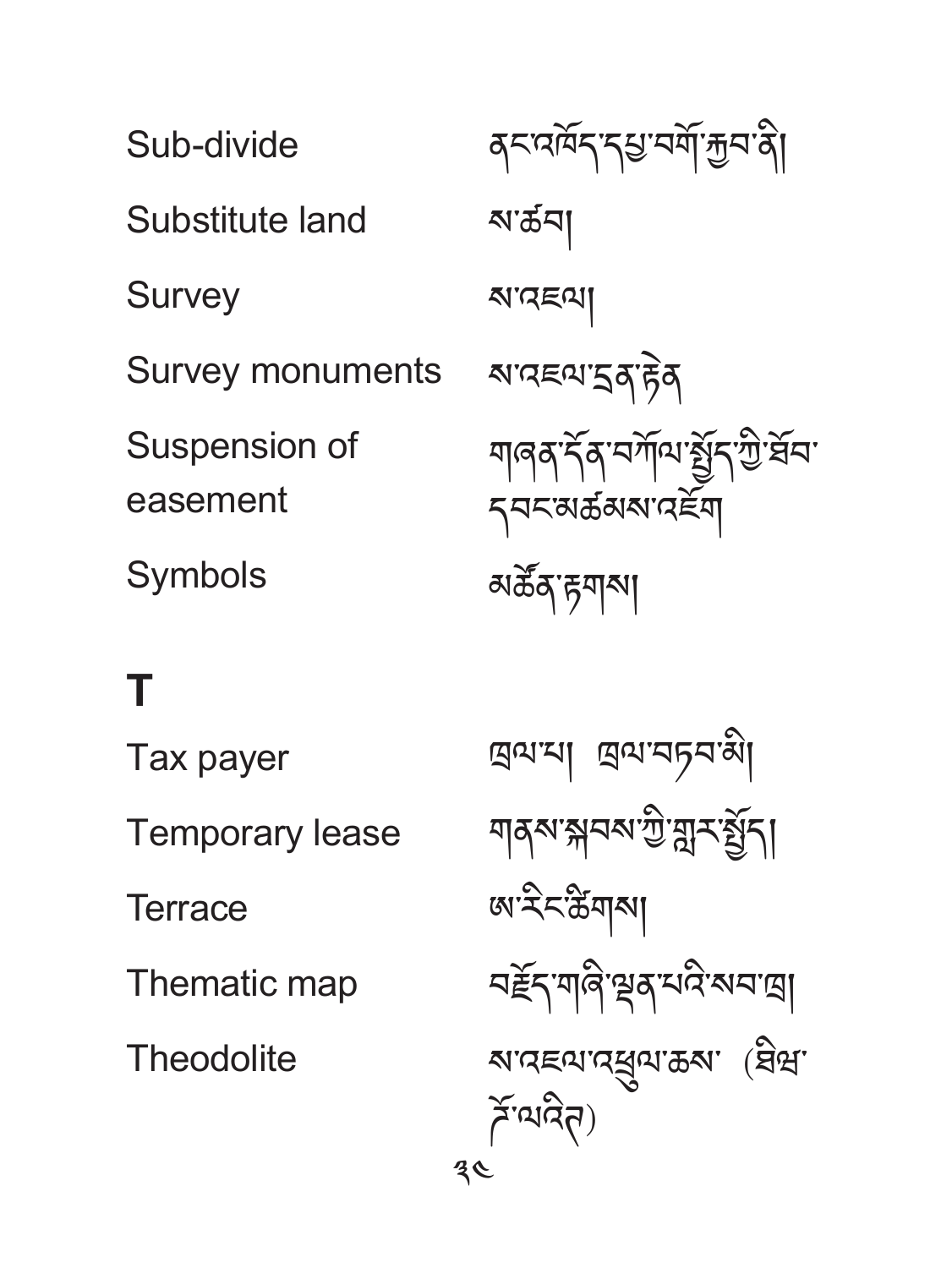Sub-divide ནང་འགོད་དཔྱ་བགོ་རྒྱབ་ནི།

Substitute land ས་ཚབ།

Survey ས་འཇལ།

Survey monuments ས་འཇལ་དྲན་རྟེན

Suspension of easement གཞན་དོན་བཀོལ་སྤྱོད་ཀྱི་ཐོབ་དབང་མཚམས་འཇོག

Symbols མཚོན་རྟགས།

## T

Tax payer ཁྲལ་པ། ཁྲལ་བཏབ་མི།

Temporary lease གནས་སྐབས་ཀྱི་གླར་སྤྱོད།

Terrace ཨ་རིང་ཚིགས།

Thematic map བརྗོད་གཞི་ལྡན་པའི་སབ་ཁྲ།

Theodolite ས་འཇལ་འཕྲུལ་ཆས་ (ཐིཨ་ཊོ་ལའིཏ)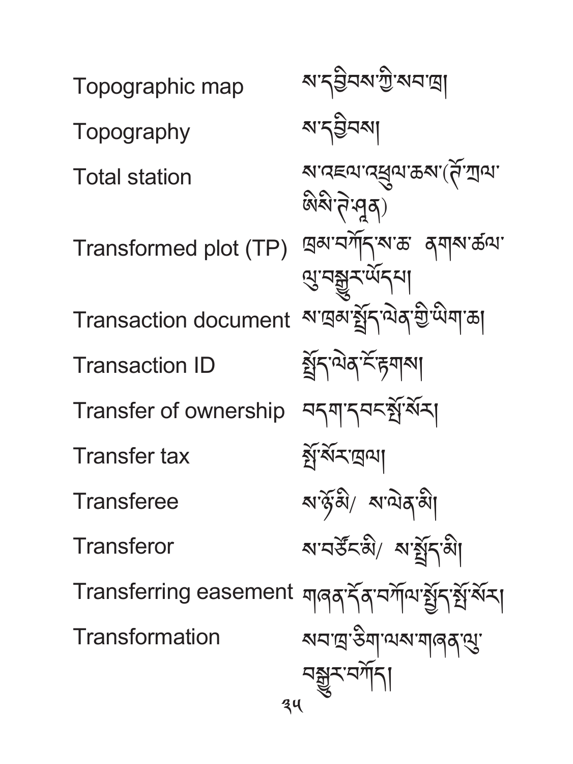| | |
|---|---|
| Topographic map | ས་དབྱིབས་ཀྱི་སབ་ཁྲ། |
| Topography | ས་དབྱིབས། |
| Total station | ས་འཇལ་འཕྲུལ་ཆས་(ཊོ་ཊལ་ཨིསི་ཊེ་ཤཱན) |
| Transformed plot (TP) | ཁྲམ་བཀོད་ས་ཆ་ ནགས་ཚལ་ལུ་བསྒྱུར་ཡོདཔ། |
| Transaction document | ས་ཁྲམ་སྤྲོད་ལེན་གྱི་ཡིག་ཆ། |
| Transaction ID | སྤྲོད་ལེན་ངོ་རྟགས། |
| Transfer of ownership | བདག་དབང་སྤོ་སོར། |
| Transfer tax | སྤོ་སོར་ཁྲལ། |
| Transferee | ས་ཉོ་མི/ ས་ལེན་མི། |
| Transferor | ས་བཙོང་མི/ ས་སྤྲོད་མི། |
| Transferring easement | གཞན་དོན་བཀོལ་སྤྱོད་སྤོ་སོར། |
| Transformation | སབ་ཁྲ་ཅིག་ལས་གཞན་ལུ་བསྒྱུར་བཀོད། |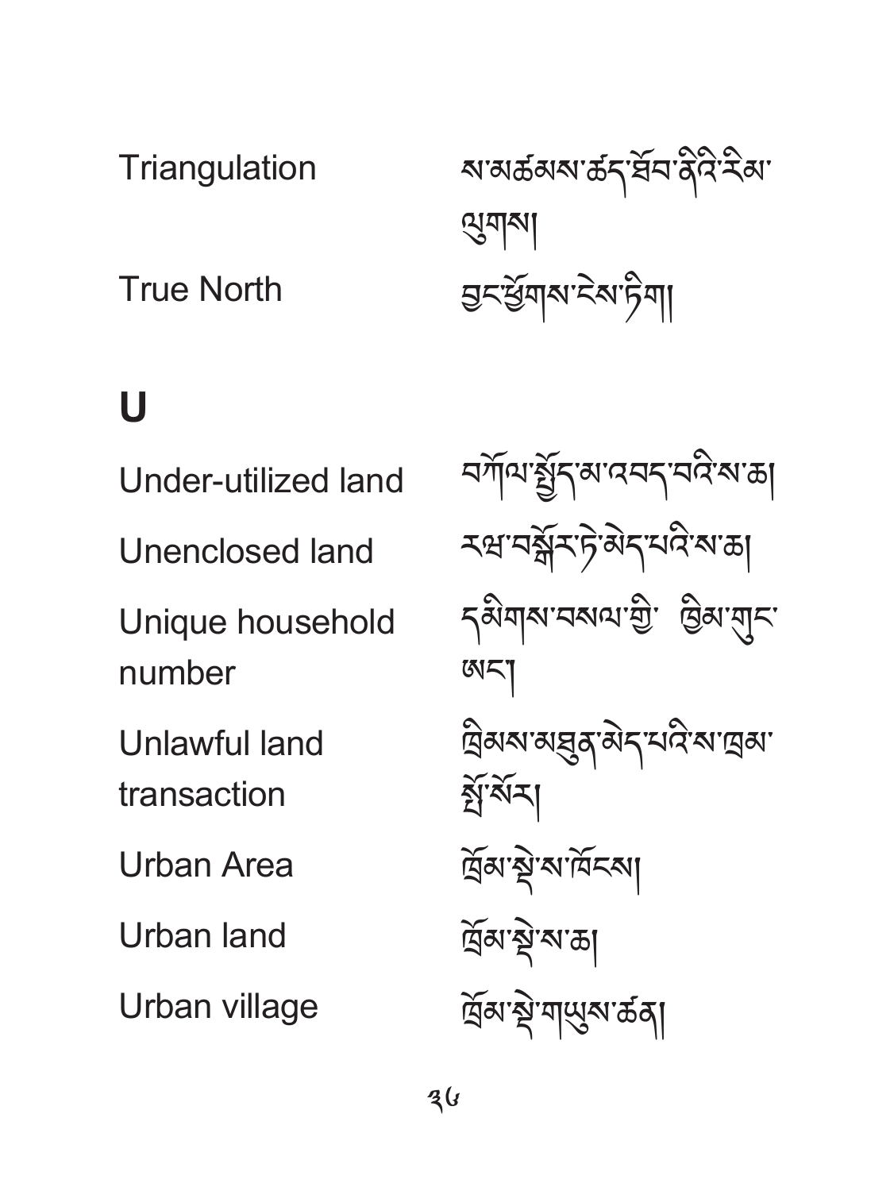Triangulation — ས་མཚམས་ཚད་འཇལ་ཟུར་གསུམ་རིམ་ལུགས།

True North — བྱང་ཕྱོགས་ངེས་ཏིག།

## U

Under-utilized land — བཀོལ་སྤྱོད་མ་འབད་བའི་ས་ཆ།

Unenclosed land — རབ་བསྐོར་ཏེ་མེད་པའི་ས་ཆ།

Unique household number — དམིགས་བསལ་གྱི་ ཁྱིམ་གྲངས་ཨང་།

Unlawful land transaction — ཁྲིམས་མཐུན་མེད་པའི་ས་ཁྲམ་སྤྲོ་སོར།

Urban Area — ཁྲོམ་སྡེ་ས་ཁོངས།

Urban land — ཁྲོམ་སྡེ་ས་ཆ།

Urban village — ཁྲོམ་སྡེ་གཡུས་ཚན།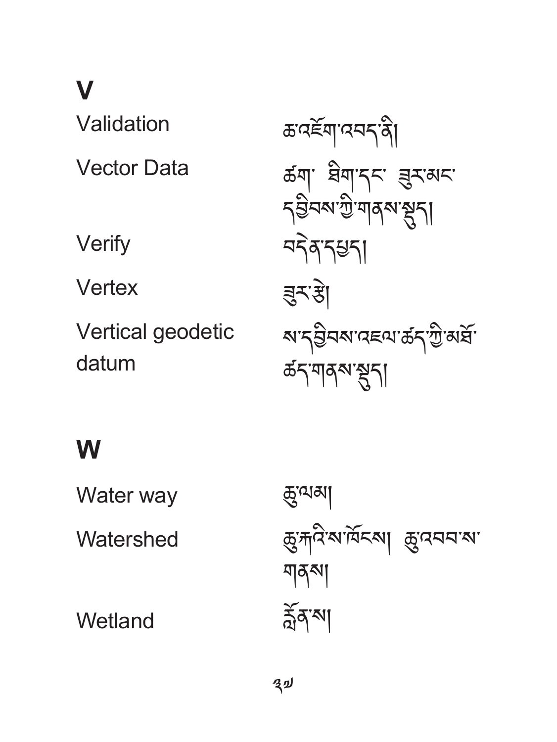## V

| | |
|---|---|
| Validation | ཆ་འཇོག་འབད་ནི། |
| Vector Data | ཚེག་ ཐིག་དང་ ཟུར་མང་ དབྱིབས་ཀྱི་གནས་སྡུད། |
| Verify | བདེན་དཔྱད། |
| Vertex | ཟུར་རྩེ། |
| Vertical geodetic datum | ས་དབྱིབས་འཇལ་ཚད་ཀྱི་མཐོ་ཚད་གནས་སྡུད། |

## W

| | |
|---|---|
| Water way | ཆུ་ལམ། |
| Watershed | ཆུ་རྐའི་ས་ཁོངས། ཆུ་འབབ་ས་གནས། |
| Wetland | རྫོན་ས། |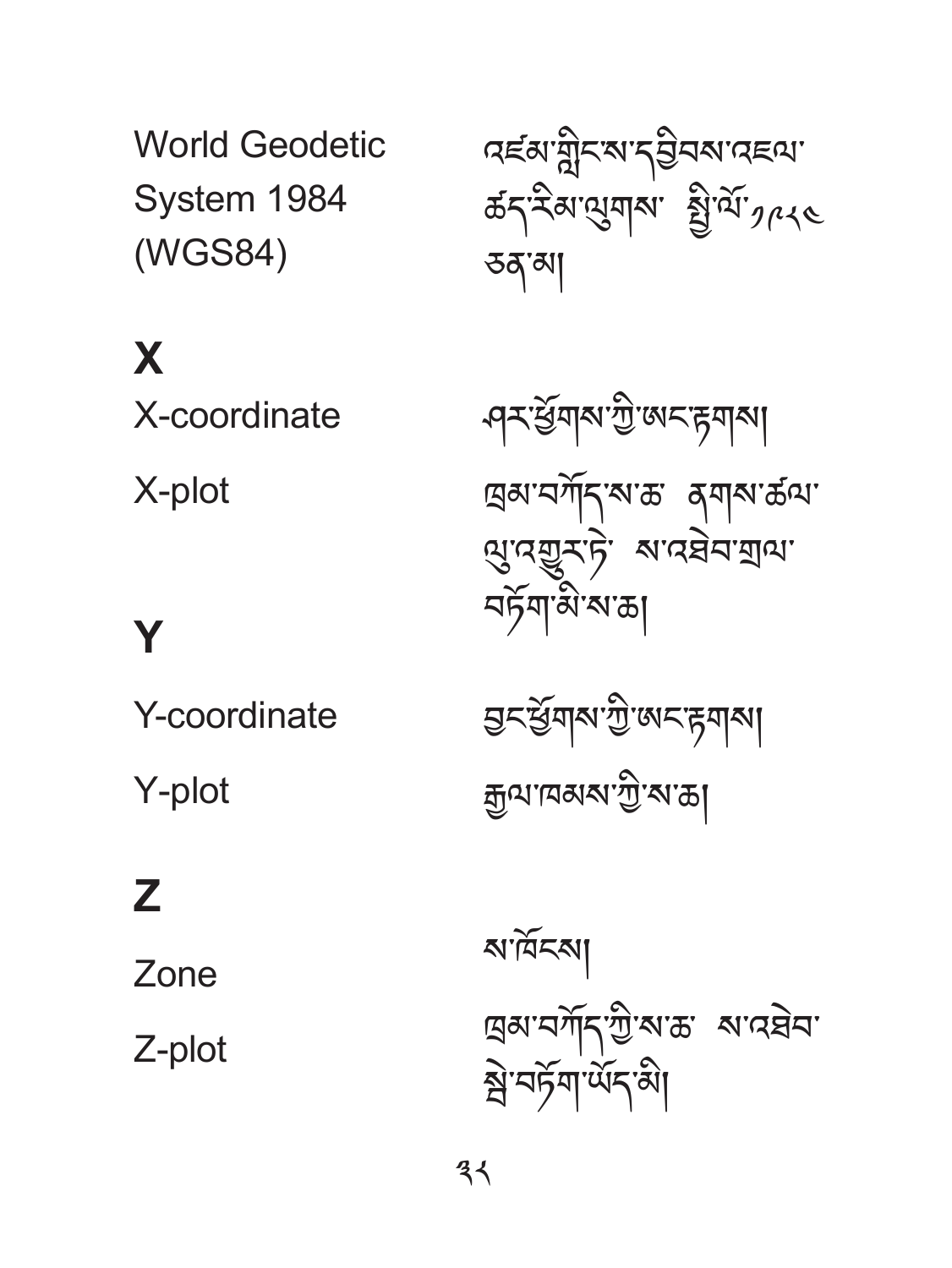World Geodetic System 1984 (WGS84) — འཛམ་གླིང་དབྱིབས་འཇལ་ཚད་རིམ་ལུགས་ སྤྱི་ལོ་༡༩༨༤ ཅན་མ།

## X

X-coordinate — ཤར་ཕྱོགས་ཀྱི་ཨང་རྟགས།

X-plot — ཁྲམ་བཀོད་ས་ཆ་ ནགས་ཚལ་ལུ་འགྱུར་ཏེ་ ས་འཐེབ་གྲལ་བཏོག་མི་ས་ཆ།

## Y

Y-coordinate — བྱང་ཕྱོགས་ཀྱི་ཨང་རྟགས།

Y-plot — རྒྱལ་ཁམས་ཀྱི་ས་ཆ།

## Z

Zone — ས་ཁོངས།

Z-plot — ཁྲམ་བཀོད་ཀྱི་ས་ཆ་ ས་འཐེབ་སྤྲེ་བཏོག་ཡོད་མི།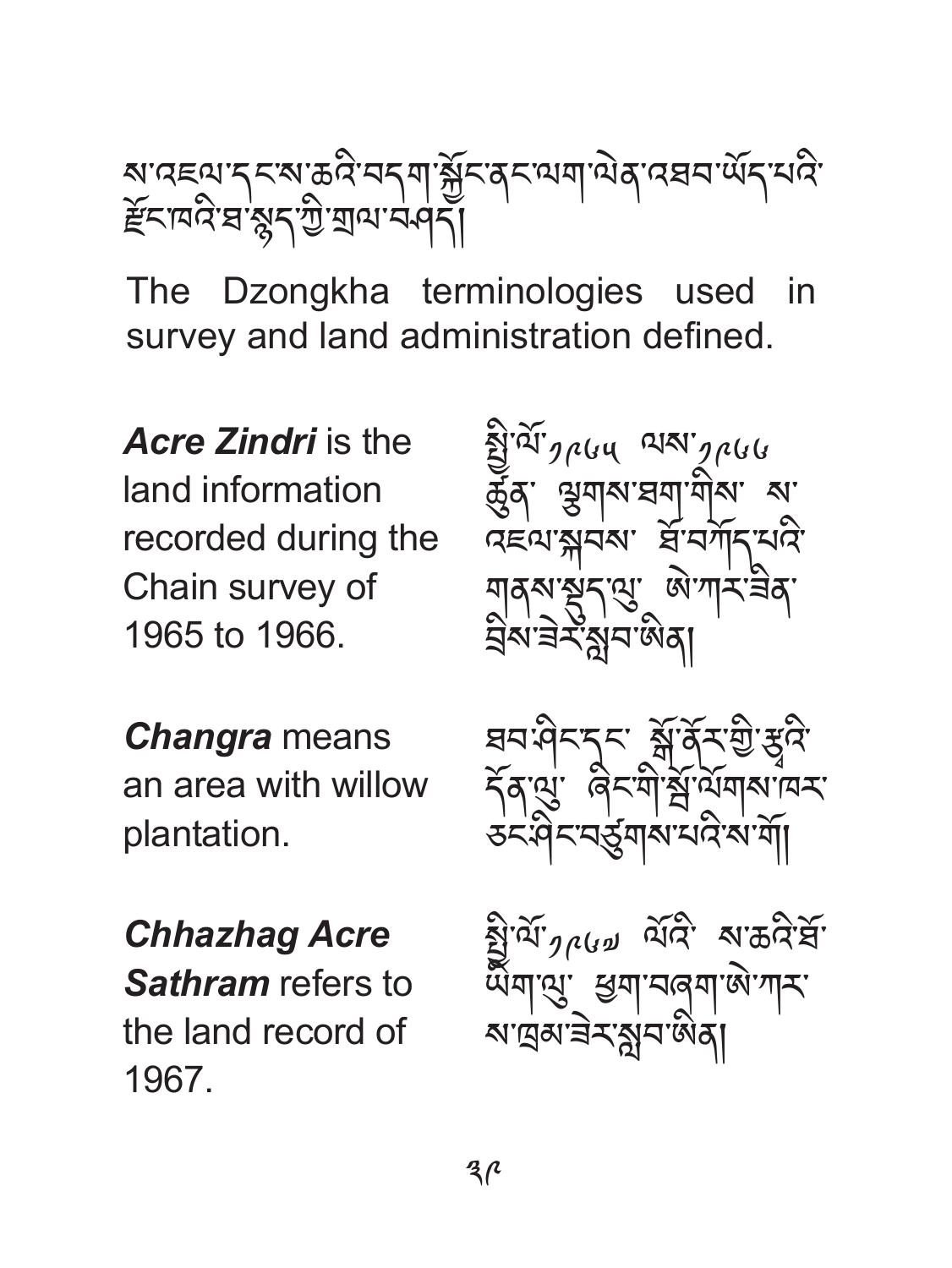ས་འཛིན་དངས་ཆའི་བདག་སྐྱོང་ནང་ལག་ལེན་འཐབ་ཡོད་པའི་རྫོང་ཁའི་ཐ་སྙད་ཀྱི་གྲལ་བཤད།

The Dzongkha terminologies used in survey and land administration defined.

***Acre Zindri*** is the land information recorded during the Chain survey of 1965 to 1966.

སྤྱི་ལོ་༡༩༦༥ ལས་༡༩༦༦ ཚུན་ ལྕུགས་ཐག་གིས་ ས་འཇལ་སྐབས་ ཐོ་བཀོད་པའི་གནས་སྡུད་ལུ་ ཨེ་ཀར་ཟིན་བྲིས་ཟེར་སླབ་ཨིན།

***Changra*** means an area with willow plantation.

ཐབ་ཤིང་དང་ སྒོ་ནོར་གྱི་རྩྭའི་དོན་ལུ་ ཤིང་གི་སྒྲོ་ལོགས་ཁར་ཅང་ཤིང་བཙུགས་པའི་ས་གོ།

***Chhazhag Acre Sathram*** refers to the land record of 1967.

སྤྱི་ལོ་༡༩༦༧ ལོའི་ ས་ཆའི་ཐོ་ཡིག་ལུ་ ཕྱག་བཞག་ཨེ་ཀར་ས་ཁྲམ་ཟེར་སླབ་ཨིན།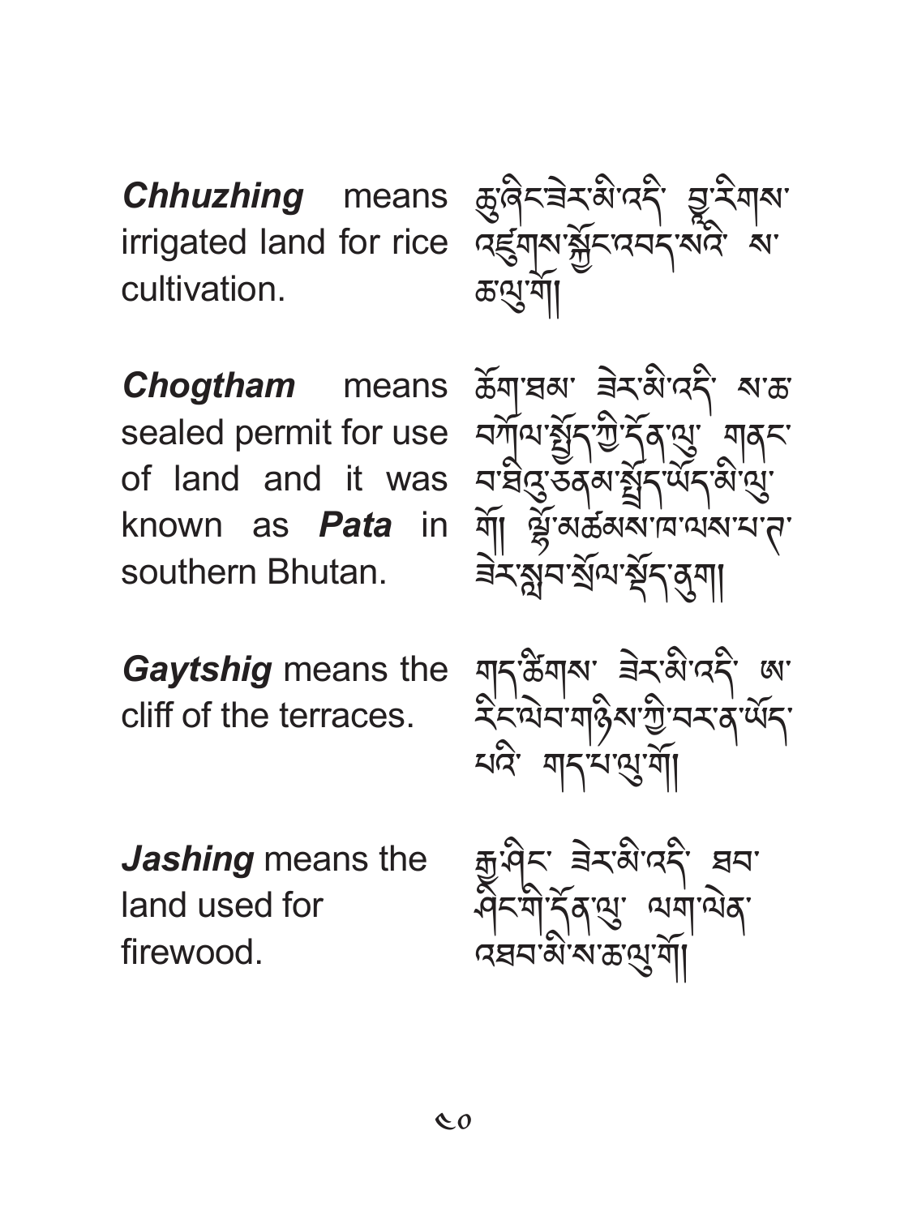***Chhuzhing*** means irrigated land for rice cultivation.

ཆུ་ཞིང་ཟེར་མི་འདི་ འབྲུ་རིགས་འཛུགས་སྐྱོང་འབད་སའི་ ས་ཆ་ལུ་གོ།

***Chogtham*** means sealed permit for use of land and it was known as ***Pata*** in southern Bhutan.

ཆོག་ཐམ་ ཟེར་མི་འདི་ ས་ཆ་བཀོལ་སྤྱོད་ཀྱི་དོན་ལུ་ གནང་བ་ཐིའུ་ཅན་མ་སྤྲོད་ཡོད་མི་ལུ་གོ། ལྷོ་མཚམས་ཁ་ལས་པ་ཏ་ཟེར་སླབ་སྲོལ་ཡོད་ནུག།

***Gaytshig*** means the cliff of the terraces.

གད་ཚིགས་ ཟེར་མི་འདི་ ཨ་རིང་ལེབ་གཉིས་ཀྱི་བར་ན་ཡོད་པའི་ གད་པ་ལུ་གོ།

***Jashing*** means the land used for firewood.

རྒྱ་ཤིང་ ཟེར་མི་འདི་ ཐབ་ཤིང་གི་དོན་ལུ་ ལག་ལེན་འཐབ་མི་ས་ཆ་ལུ་གོ།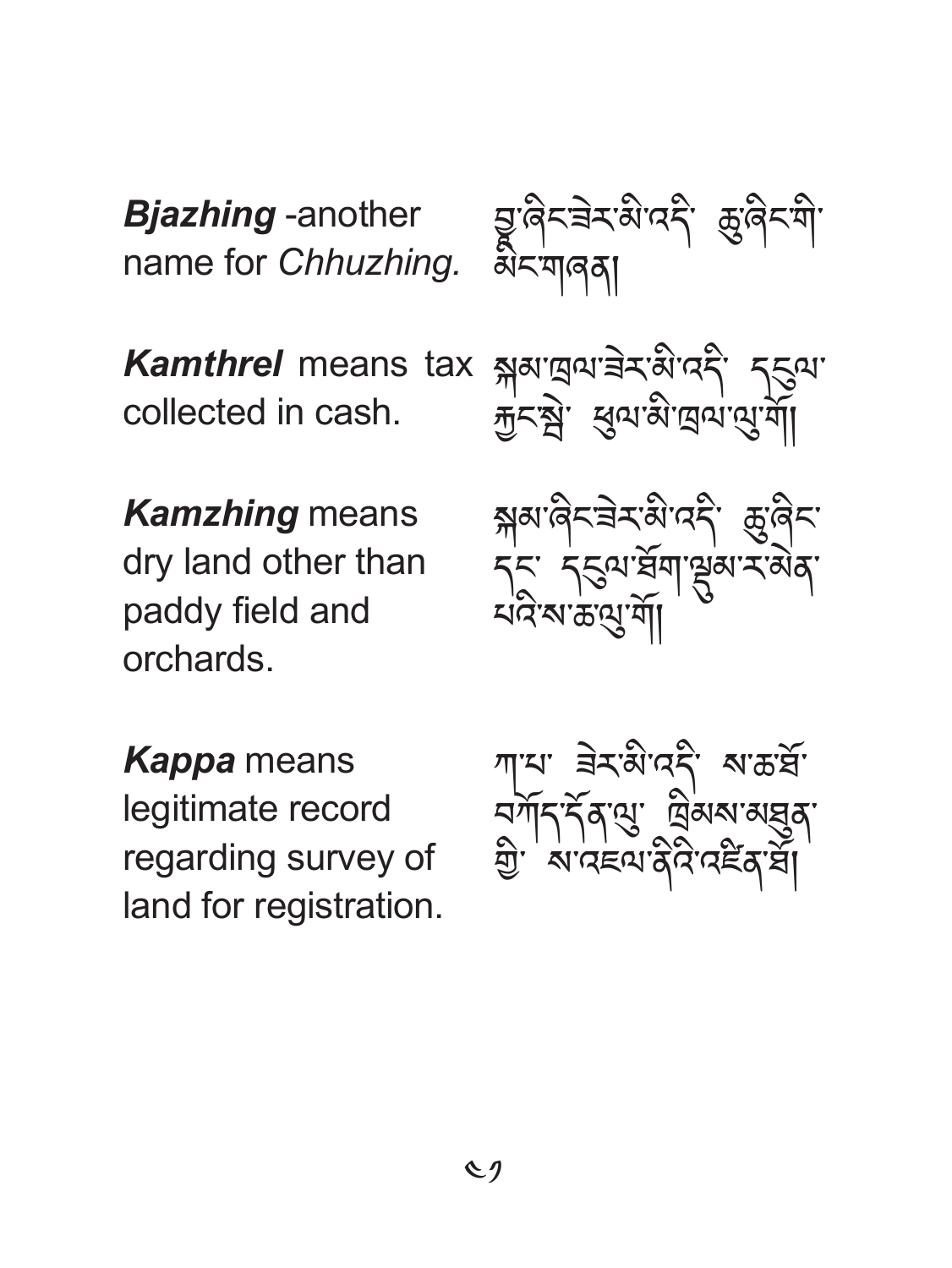***Bjazhing*** -another name for *Chhuzhing.*

བྱ་ཞིང་ཟེར་མི་འདི་ ཆུ་ཞིང་གི་མིང་གཞན།

***Kamthrel*** means tax collected in cash.

སྐམ་ཁྲལ་ཟེར་མི་འདི་ དངུལ་ཕྱང་སྦེ་ ཕུལ་མི་ཁྲལ་ལུ་གོ།

***Kamzhing*** means dry land other than paddy field and orchards.

སྐམ་ཞིང་ཟེར་མི་འདི་ ཆུ་ཞིང་དང་ དངུལ་ཐོག་ལྡུམ་ར་མེན་པའི་ས་ཆ་ལུ་གོ།

***Kappa*** means legitimate record regarding survey of land for registration.

ཀ་པ་ ཟེར་མི་འདི་ ས་ཆ་ཐོ་བཀོད་དོན་ལུ་ ཁྲིམས་མཐུན་གྱི་ ས་འཇལ་ཉིའི་འཛིན་ཐོ།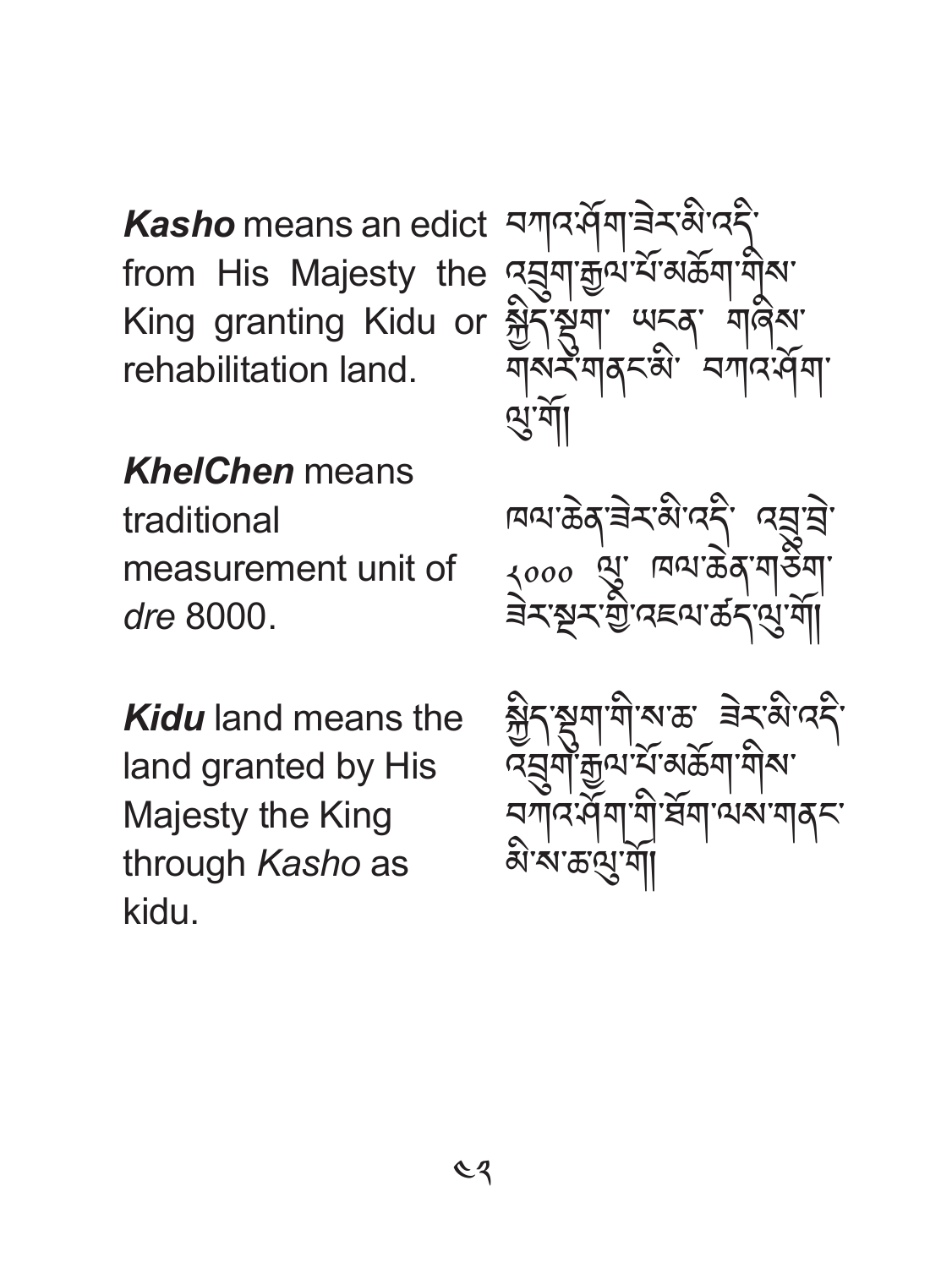***Kasho*** means an edict from His Majesty the King granting Kidu or rehabilitation land.

བཀའ་ཤོག་ཟེར་མི་འདི་ འབྲུག་རྒྱལ་པོ་མཆོག་གིས་ སྐྱིད་སྡུག་ ཡངན་ གཞིས་གསར་གནངམི་ བཀའ་ཤོག་ལུ་གོ།

***KhelChen*** means traditional measurement unit of *dre* 8000.

ཁལ་ཆེན་ཟེར་མི་འདི་ འབྲུ་བྲེ་ ༨༠༠༠ ལུ་ ཁལ་ཆེན་གཅིག་ ཟེར་སྲོར་གྱི་འཇལ་ཚད་ལུ་གོ།

***Kidu*** land means the land granted by His Majesty the King through *Kasho* as kidu.

སྐྱིད་སྡུག་གི་ས་ཆ་ ཟེར་མི་འདི་ འབྲུག་རྒྱལ་པོ་མཆོག་གིས་ བཀའ་ཤོག་གི་ཐོག་ལས་གནང་མི་ས་ཆ་ལུ་གོ།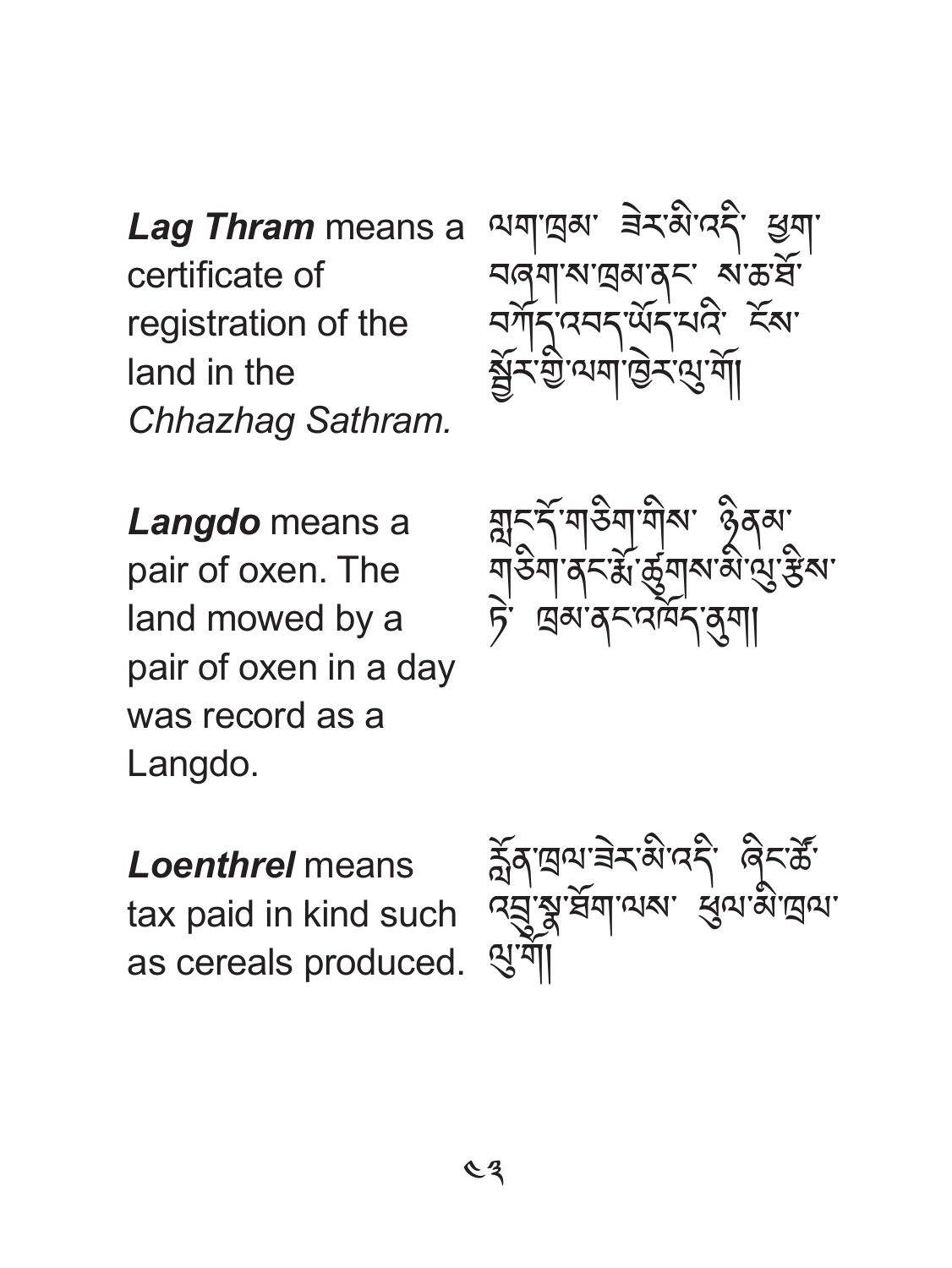***Lag Thram*** means a certificate of registration of the land in the *Chhazhag Sathram.*

ལག་ཁྲམ་ ཟེར་མི་འདི་ ཕྱག་བཞག་ས་ཁྲམ་ནང་ ས་ཆ་བོ་བཀོད་འབད་ཡོད་པའི་ ངོས་སྐྱོར་གྱི་ལག་ཁྱེར་ལུ་གོ།

***Langdo*** means a pair of oxen. The land mowed by a pair of oxen in a day was record as a Langdo.

གླང་དོ་གཅིག་གིས་ ཉིནམ་གཅིག་ནང་རྨོ་ཚུགས་མི་ལུ་རྩིས་ཏེ་ ཁྲམ་ནང་འགོད་ནུག།

***Loenthrel*** means tax paid in kind such as cereals produced.

ལྗོན་ཁྲལ་ཟེར་མི་འདི་ ཞིང་ཆེ་འབྲུ་སྣ་ཐོག་ལས་ ཕུལ་མི་ཁྲལ་ལུ་གོ།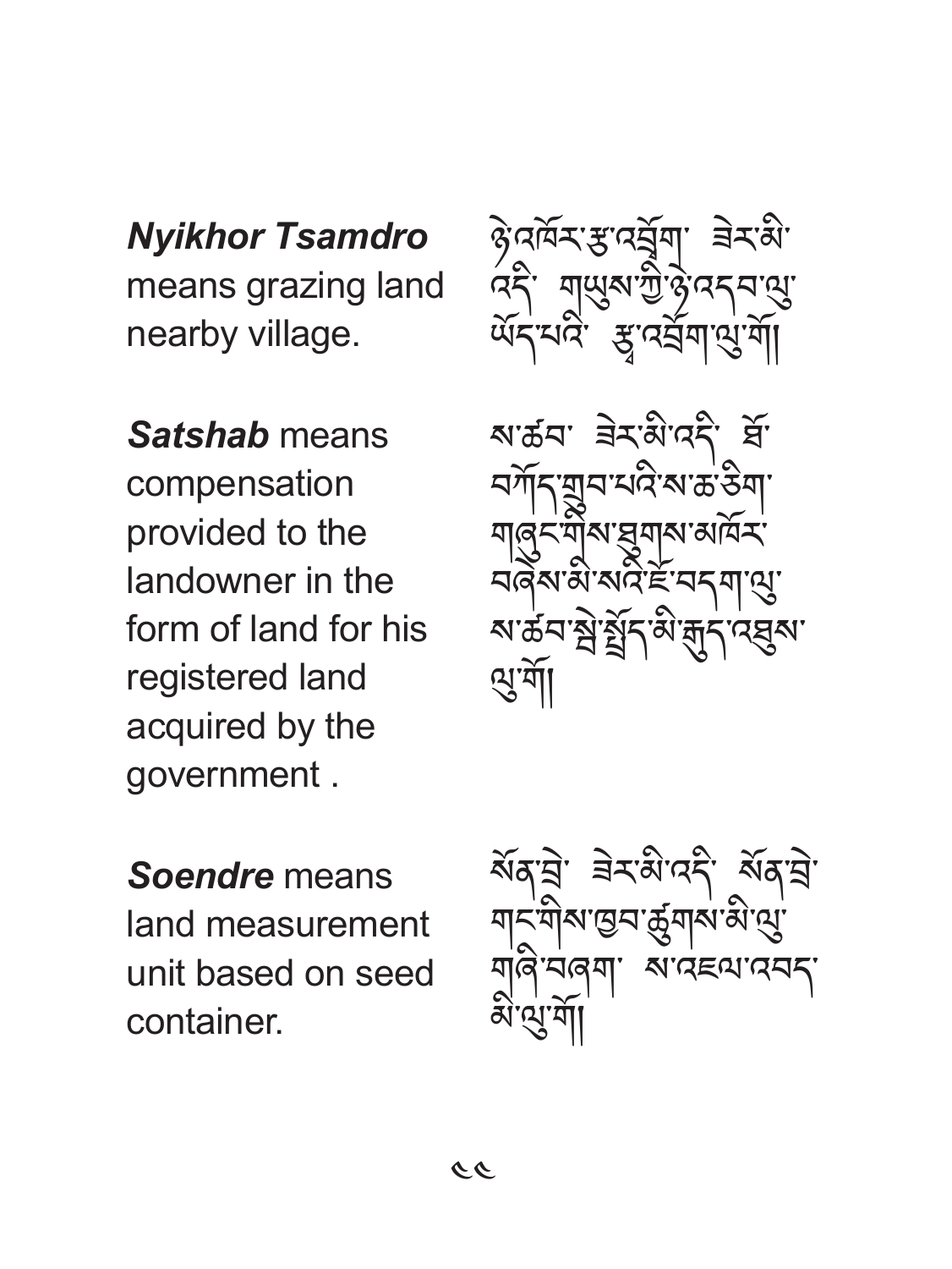***Nyikhor Tsamdro*** means grazing land nearby village.

ཉེ་འཁོར་རྩ་འབྲོག་ ཟེར་མི་འདི་ གཡུས་ཀྱི་ཉེ་འདབ་ལུ་ཡོད་པའི་ རྩ་འབྲོག་ལུ་གོ།

***Satshab*** means compensation provided to the landowner in the form of land for his registered land acquired by the government .

ས་ཚབ་ ཟེར་མི་འདི་ ཐོ་བཀོད་གྲུབ་པའི་ས་ཆ་ཅིག་ གཞུང་གིས་ཐུགས་མཁོར་བཞེས་མི་སའི་ཇོ་བདག་ལུ་ ས་ཚབ་སྤྲོ་སྤྲོད་མི་རྒྱུད་འཐུས་ལུ་གོ།

***Soendre*** means land measurement unit based on seed container.

སོན་བྲེ་ ཟེར་མི་འདི་ སོན་བྲེ་གང་གིས་ཁྱབ་ཚུགས་མི་ལུ་གཞི་བཞག་ ས་འཇལ་འབད་མི་ལུ་གོ།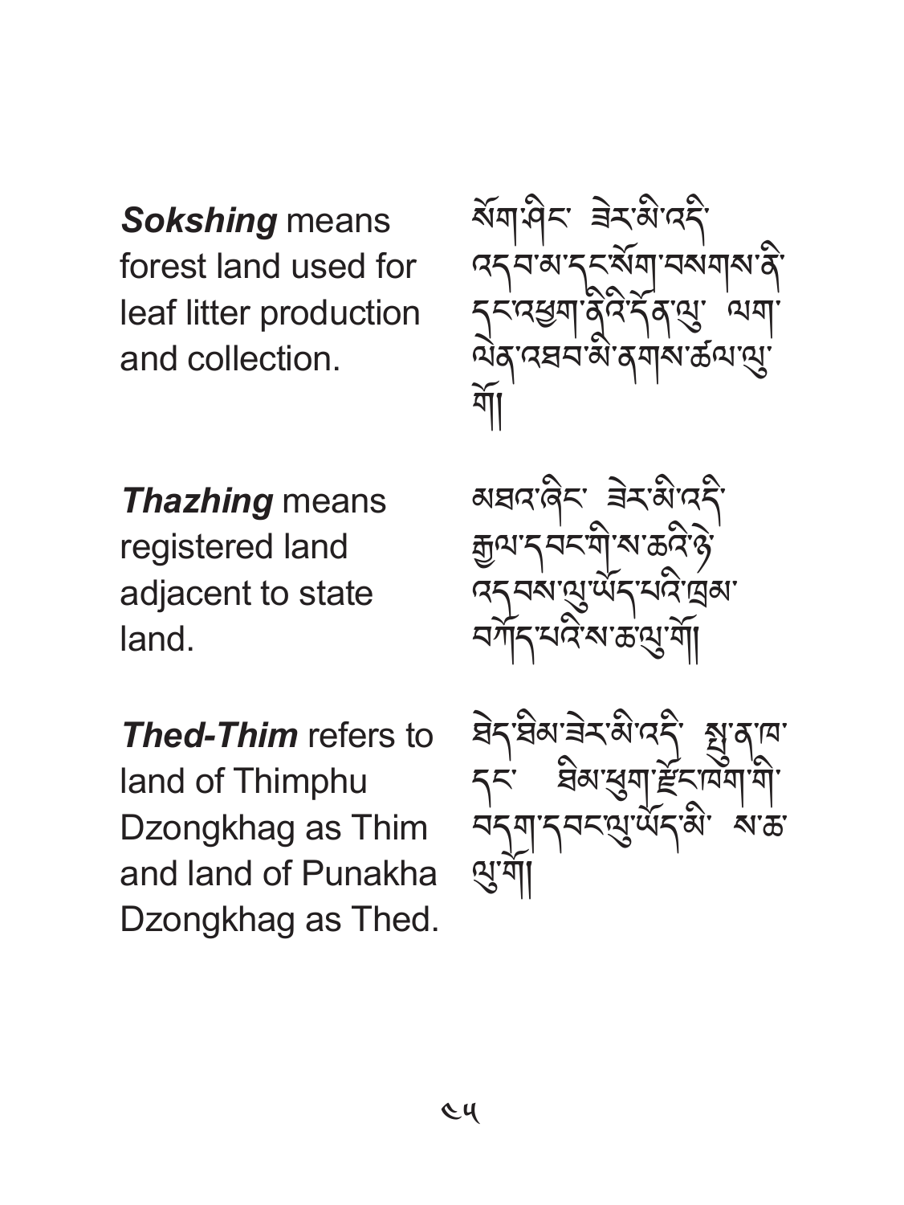***Sokshing*** means forest land used for leaf litter production and collection.

སོག་ཤིང་ ཟེར་མི་འདི་ འདབ་མ་དང་སོག་བསགས་ནི་ དང་འཐུག་ནིའི་དོན་ལུ་ ལག་ལེན་འཐབ་མི་ནགས་ཚལ་ལུ་གོ།

***Thazhing*** means registered land adjacent to state land.

མཐའ་ཞིང་ ཟེར་མི་འདི་ རྒྱལ་དབང་གི་ས་ཆའི་ཉེ་འདབས་ལུ་ཡོད་པའི་ཁྲམ་བཀོད་པའི་ས་ཆ་ལུ་གོ།

***Thed-Thim*** refers to land of Thimphu Dzongkhag as Thim and land of Punakha Dzongkhag as Thed.

ཐེད་ཐིམ་ཟེར་མི་འདི་ སྤུ་ན་ཁ་དང་ ཐིམ་ཕུག་རྫོང་ཁག་གི་ བདག་དབང་ལུ་ཡོད་མི་ ས་ཆ་ལུ་གོ།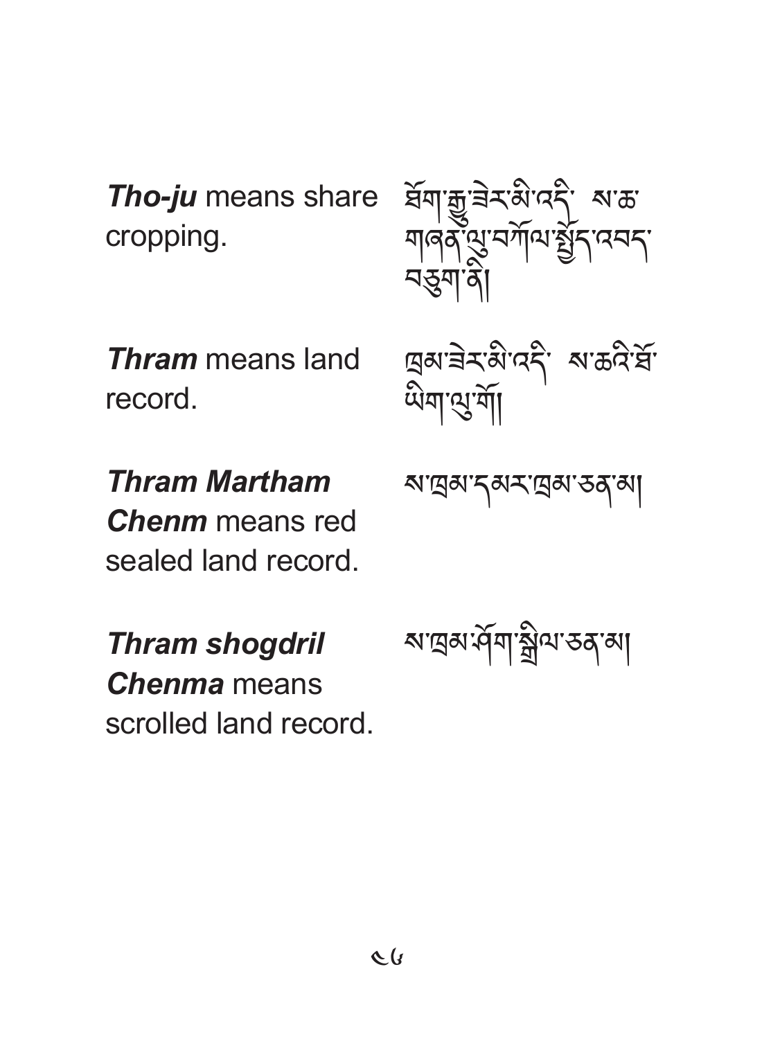***Tho-ju*** means share cropping.

ཐོག་རྒྱུ་ཟེར་མི་འདི་ ས་ཆ་གཞན་ལུ་བཀོལ་སྤྱོད་འབད་བཅུག་ནི།

***Thram*** means land record.

ཁྲམ་ཟེར་མི་འདི་ ས་ཆའི་ཐོ་ཡིག་ལུ་གོ།

***Thram Martham Chenm*** means red sealed land record.

ས་ཁྲམ་དམར་ཁྲམ་ཅན་མ།

***Thram shogdril Chenma*** means scrolled land record.

ས་ཁྲམ་ཤོག་སྒྲིལ་ཅན་མ།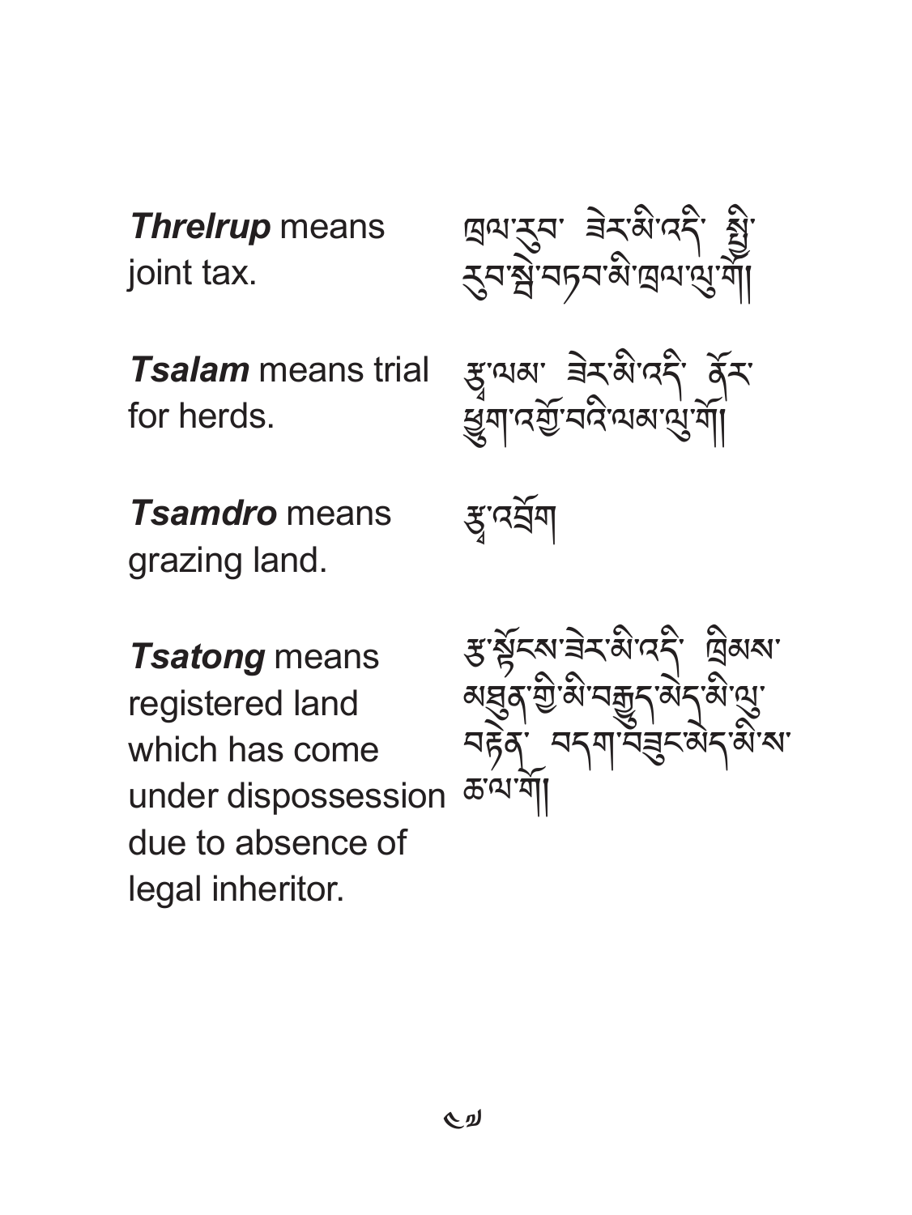***Threlrup*** means joint tax.

ཁྲལ་རུབ་ ཟེར་མི་འདི་ སྤྱི་རུབ་སྦེ་བཏབ་མི་ཁྲལ་ལུ་གོ།

***Tsalam*** means trial for herds.

རྩྭ་ལམ་ ཟེར་མི་འདི་ ནོར་ཕྱུགས་འགྲོ་བའི་ལམ་ལུ་གོ།

***Tsamdro*** means grazing land.

རྩྭ་འབྲོག

***Tsatong*** means registered land which has come under dispossession due to absence of legal inheritor.

རྩ་སྟོངས་ཟེར་མི་འདི་ ཁྲིམས་མཐུན་གྱི་མི་བརྒྱུད་མེད་མི་ལུ་བརྟེན་ བདག་བཟུང་མེད་མི་ས་ཆ་ལ་གོ།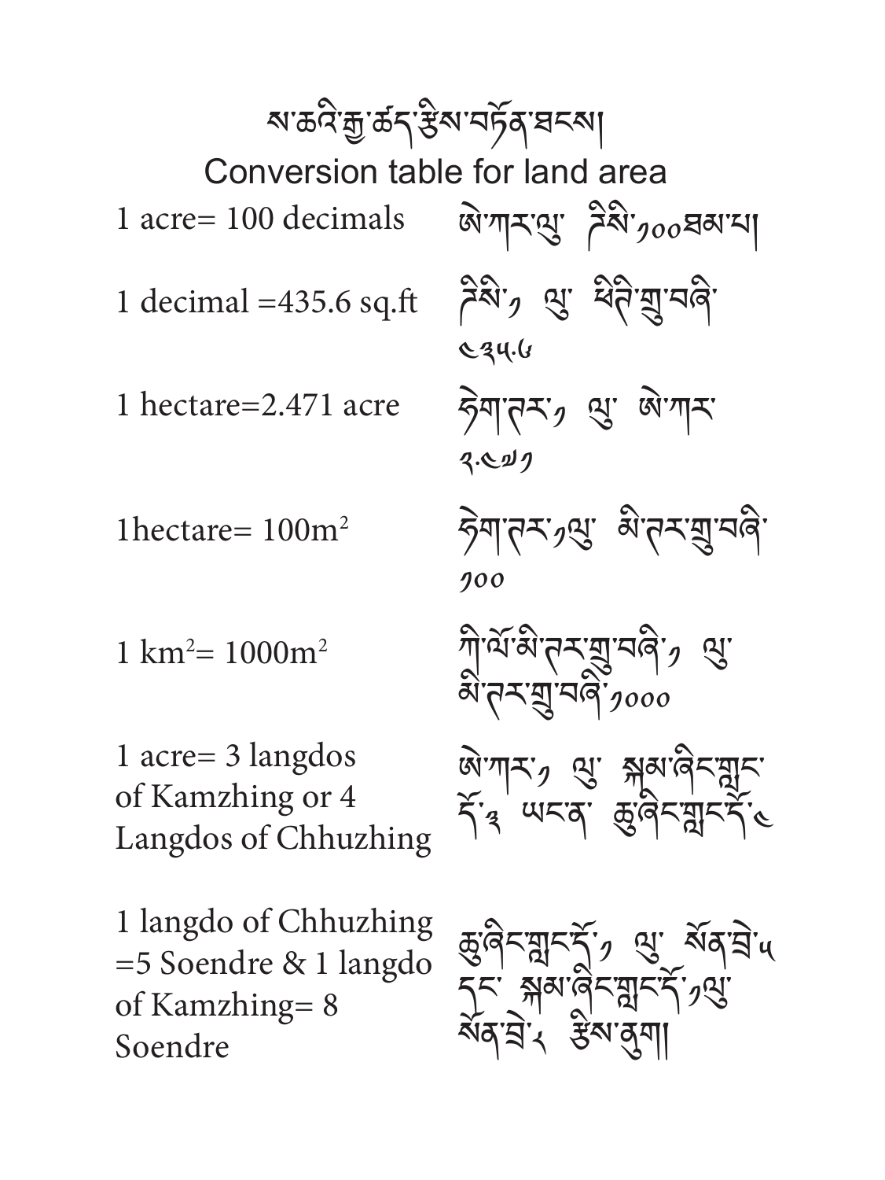# ས་ཆའི་རྒྱ་ཚད་རྩིས་བརྗོད་ཐངས།

## Conversion table for land area

| | |
|---|---|
| 1 acre= 100 decimals | ཨེ་ཀར་ལུ་ ཌེསི་༡༠༠ཐམ་པ། |
| 1 decimal =435.6 sq.ft | ཌེསི་༡ ལུ་ ཕིཊི་གྲུ་བཞི་ ༤༣༥.༦ |
| 1 hectare=2.471 acre | ཧེག་ཊར་༡ ལུ་ ཨེ་ཀར་ ༢.༤༧༡ |
| 1hectare= 100m$^2$ | ཧེག་ཊར་༡ལུ་ མི་ཊར་གྲུ་བཞི་ ༡༠༠ |
| 1 km$^2$= 1000m$^2$ | ཀི་ལོ་མི་ཊར་གྲུ་བཞི་༡ ལུ་ མི་ཊར་གྲུ་བཞི་༡༠༠༠ |
| 1 acre= 3 langdos of Kamzhing or 4 Langdos of Chhuzhing | ཨེ་ཀར་༡ ལུ་ སྐམ་ཞིང་གླང་དོ་༣ ཡངན་ ཆུ་ཞིང་གླང་དོ་༤ |
| 1 langdo of Chhuzhing =5 Soendre & 1 langdo of Kamzhing= 8 Soendre | ཆུ་ཞིང་གླང་དོ་༡ ལུ་ སོན་བྲེ་༥ དང་ སྐམ་ཞིང་གླང་དོ་༡ལུ་ སོན་བྲེ་༨ རྩིས་ནུག། |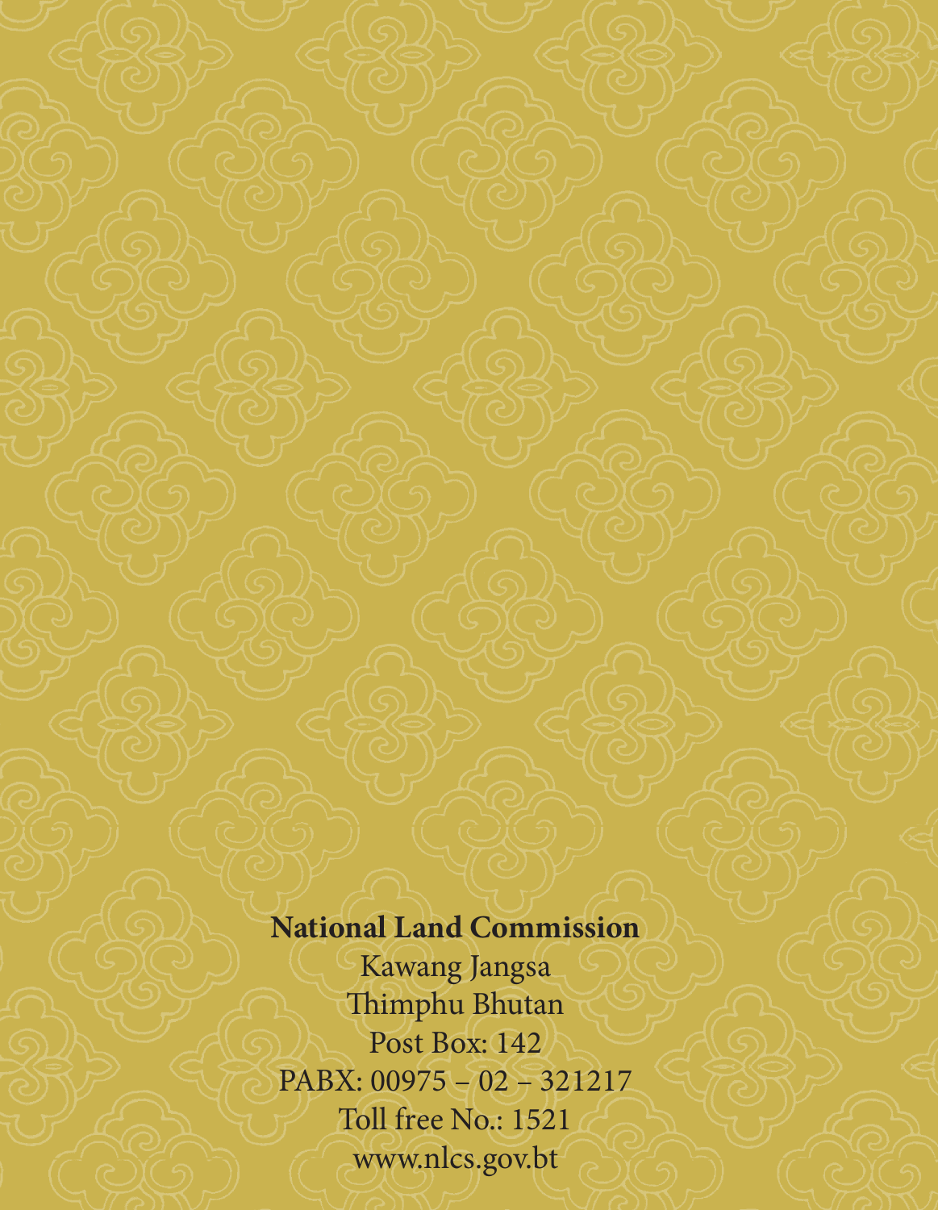**National Land Commission**

Kawang Jangsa

Thimphu Bhutan

Post Box: 142

PABX: 00975 – 02 – 321217

Toll free No.: 1521

www.nlcs.gov.bt